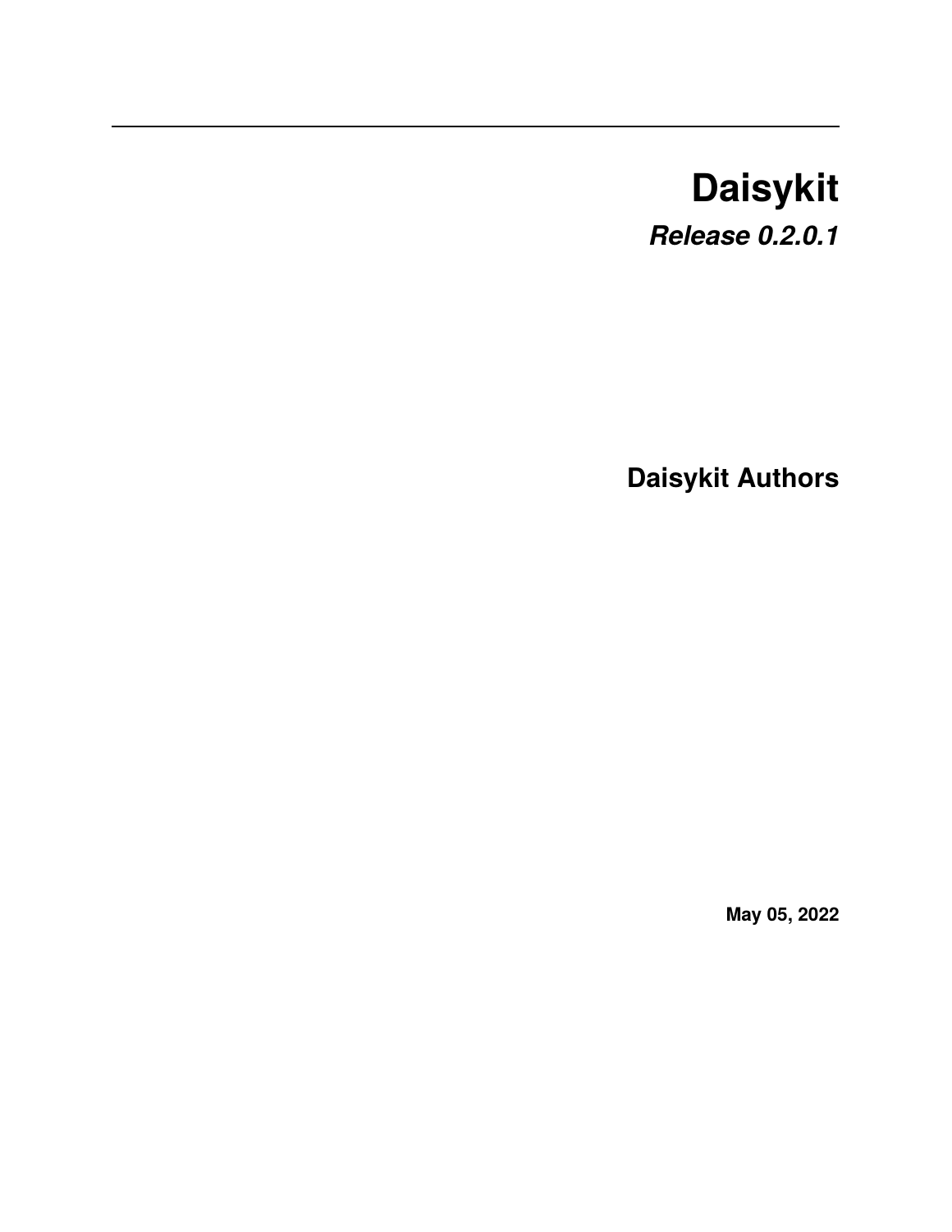# Daisykit

***Release 0.2.0.1***

**Daisykit Authors**

**May 05, 2022**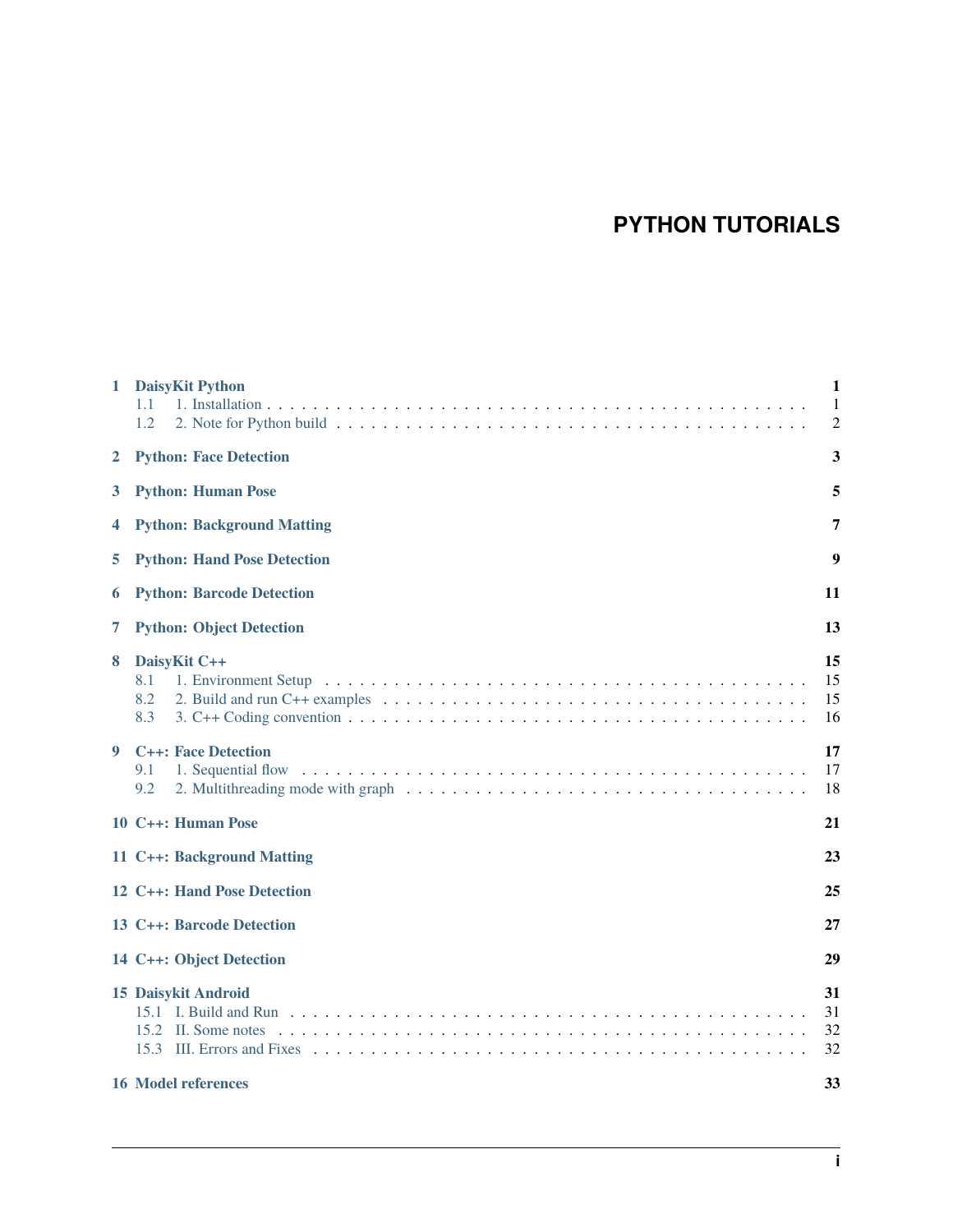# PYTHON TUTORIALS

| | | |
|---|---|---|
| **1** | **DaisyKit Python** | **1** |
| 1.1 | 1. Installation | 1 |
| 1.2 | 2. Note for Python build | 2 |
| **2** | **Python: Face Detection** | **3** |
| **3** | **Python: Human Pose** | **5** |
| **4** | **Python: Background Matting** | **7** |
| **5** | **Python: Hand Pose Detection** | **9** |
| **6** | **Python: Barcode Detection** | **11** |
| **7** | **Python: Object Detection** | **13** |
| **8** | **DaisyKit C++** | **15** |
| 8.1 | 1. Environment Setup | 15 |
| 8.2 | 2. Build and run C++ examples | 15 |
| 8.3 | 3. C++ Coding convention | 16 |
| **9** | **C++: Face Detection** | **17** |
| 9.1 | 1. Sequential flow | 17 |
| 9.2 | 2. Multithreading mode with graph | 18 |
| **10** | **C++: Human Pose** | **21** |
| **11** | **C++: Background Matting** | **23** |
| **12** | **C++: Hand Pose Detection** | **25** |
| **13** | **C++: Barcode Detection** | **27** |
| **14** | **C++: Object Detection** | **29** |
| **15** | **Daisykit Android** | **31** |
| 15.1 | I. Build and Run | 31 |
| 15.2 | II. Some notes | 32 |
| 15.3 | III. Errors and Fixes | 32 |
| **16** | **Model references** | **33** |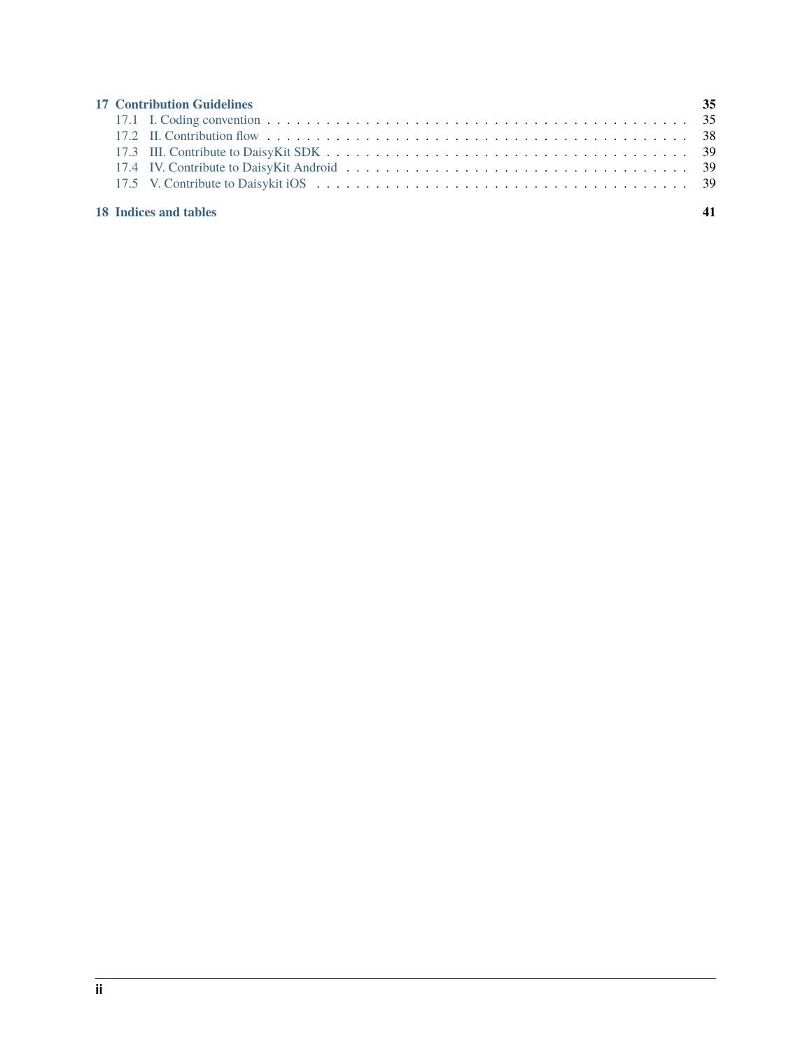**17 Contribution Guidelines** **35**

- 17.1 I. Coding convention . . . . . . . . . . . . . . . . . . . . . . . . . . . . . . . . . . . . . . . . . . 35
- 17.2 II. Contribution flow . . . . . . . . . . . . . . . . . . . . . . . . . . . . . . . . . . . . . . . . . . 38
- 17.3 III. Contribute to DaisyKit SDK . . . . . . . . . . . . . . . . . . . . . . . . . . . . . . . . . . . . 39
- 17.4 IV. Contribute to DaisyKit Android . . . . . . . . . . . . . . . . . . . . . . . . . . . . . . . . . . 39
- 17.5 V. Contribute to Daisykit iOS . . . . . . . . . . . . . . . . . . . . . . . . . . . . . . . . . . . . 39

**18 Indices and tables** **41**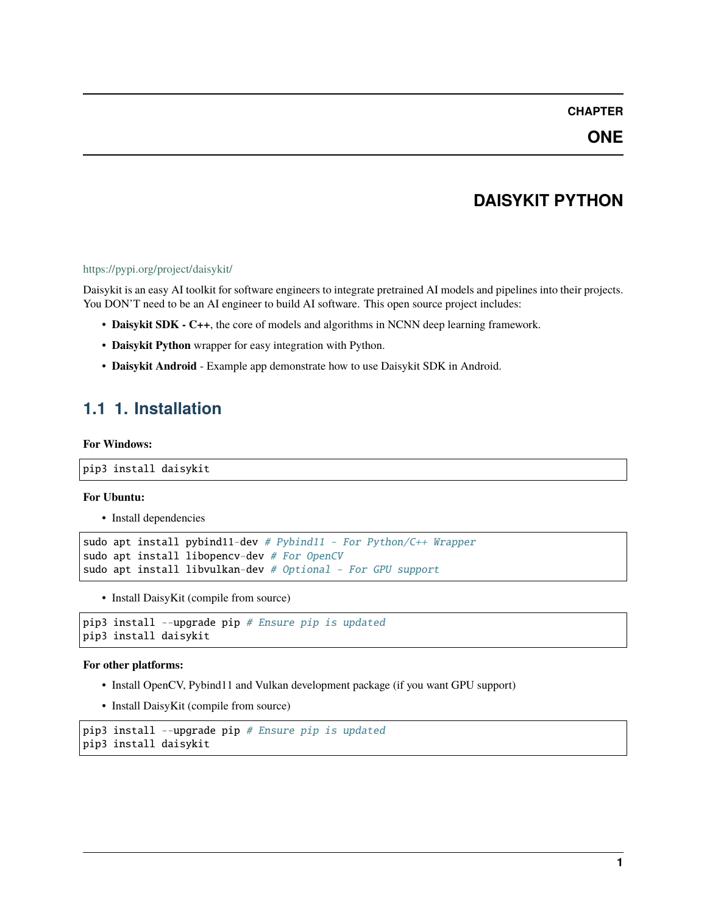# CHAPTER ONE

# DAISYKIT PYTHON

https://pypi.org/project/daisykit/

Daisykit is an easy AI toolkit for software engineers to integrate pretrained AI models and pipelines into their projects. You DON'T need to be an AI engineer to build AI software. This open source project includes:

- **Daisykit SDK - C++**, the core of models and algorithms in NCNN deep learning framework.
- **Daisykit Python** wrapper for easy integration with Python.
- **Daisykit Android** - Example app demonstrate how to use Daisykit SDK in Android.

## 1.1 1. Installation

**For Windows:**

```
pip3 install daisykit
```

**For Ubuntu:**

- Install dependencies

```
sudo apt install pybind11-dev # Pybind11 - For Python/C++ Wrapper
sudo apt install libopencv-dev # For OpenCV
sudo apt install libvulkan-dev # Optional - For GPU support
```

- Install DaisyKit (compile from source)

```
pip3 install --upgrade pip # Ensure pip is updated
pip3 install daisykit
```

**For other platforms:**

- Install OpenCV, Pybind11 and Vulkan development package (if you want GPU support)
- Install DaisyKit (compile from source)

```
pip3 install --upgrade pip # Ensure pip is updated
pip3 install daisykit
```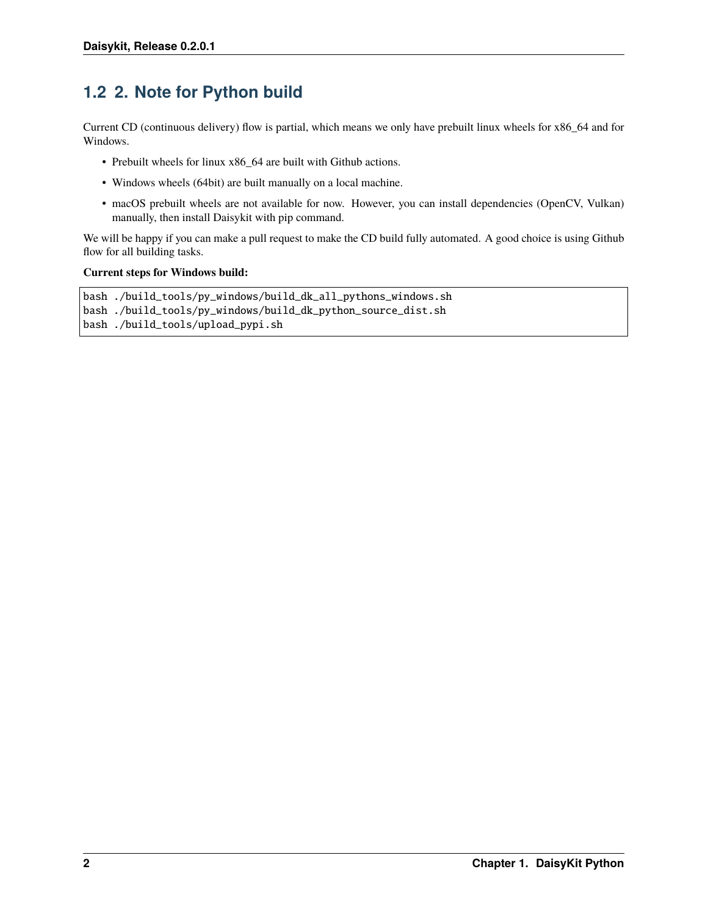## 1.2 2. Note for Python build

Current CD (continuous delivery) flow is partial, which means we only have prebuilt linux wheels for x86_64 and for Windows.

- Prebuilt wheels for linux x86_64 are built with Github actions.
- Windows wheels (64bit) are built manually on a local machine.
- macOS prebuilt wheels are not available for now. However, you can install dependencies (OpenCV, Vulkan) manually, then install Daisykit with pip command.

We will be happy if you can make a pull request to make the CD build fully automated. A good choice is using Github flow for all building tasks.

**Current steps for Windows build:**

```
bash ./build_tools/py_windows/build_dk_all_pythons_windows.sh
bash ./build_tools/py_windows/build_dk_python_source_dist.sh
bash ./build_tools/upload_pypi.sh
```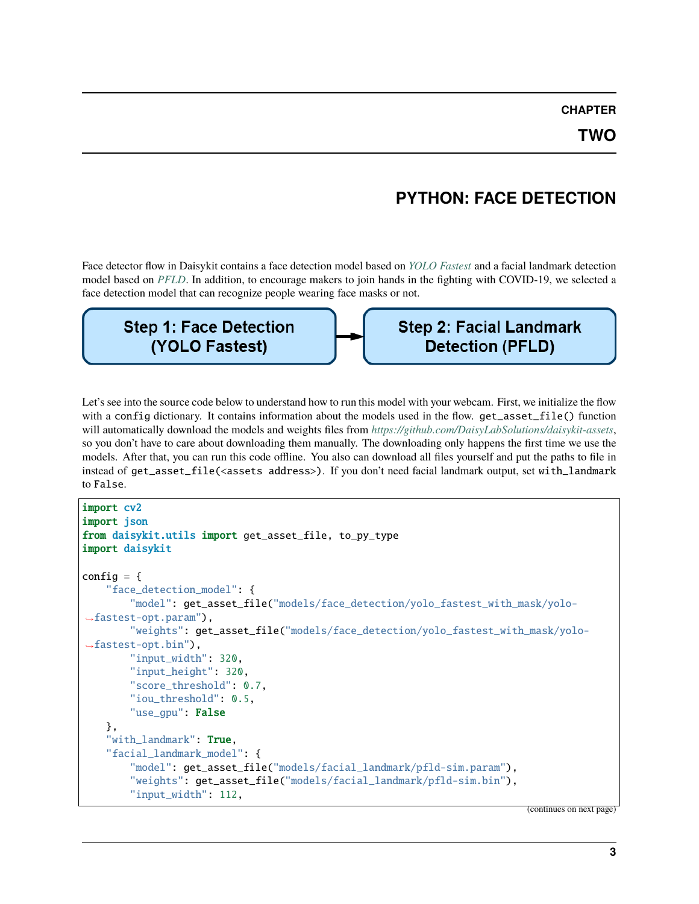CHAPTER TWO

# PYTHON: FACE DETECTION

Face detector flow in Daisykit contains a face detection model based on *YOLO Fastest* and a facial landmark detection model based on *PFLD*. In addition, to encourage makers to join hands in the fighting with COVID-19, we selected a face detection model that can recognize people wearing face masks or not.

Step 1: Face Detection (YOLO Fastest) → Step 2: Facial Landmark Detection (PFLD)

Let's see into the source code below to understand how to run this model with your webcam. First, we initialize the flow with a `config` dictionary. It contains information about the models used in the flow. `get_asset_file()` function will automatically download the models and weights files from *https://github.com/DaisyLabSolutions/daisykit-assets*, so you don't have to care about downloading them manually. The downloading only happens the first time we use the models. After that, you can run this code offline. You also can download all files yourself and put the paths to file in instead of `get_asset_file(<assets address>)`. If you don't need facial landmark output, set `with_landmark` to `False`.

```
import cv2
import json
from daisykit.utils import get_asset_file, to_py_type
import daisykit

config = {
    "face_detection_model": {
        "model": get_asset_file("models/face_detection/yolo_fastest_with_mask/yolo-fastest-opt.param"),
        "weights": get_asset_file("models/face_detection/yolo_fastest_with_mask/yolo-fastest-opt.bin"),
        "input_width": 320,
        "input_height": 320,
        "score_threshold": 0.7,
        "iou_threshold": 0.5,
        "use_gpu": False
    },
    "with_landmark": True,
    "facial_landmark_model": {
        "model": get_asset_file("models/facial_landmark/pfld-sim.param"),
        "weights": get_asset_file("models/facial_landmark/pfld-sim.bin"),
        "input_width": 112,
```

(continues on next page)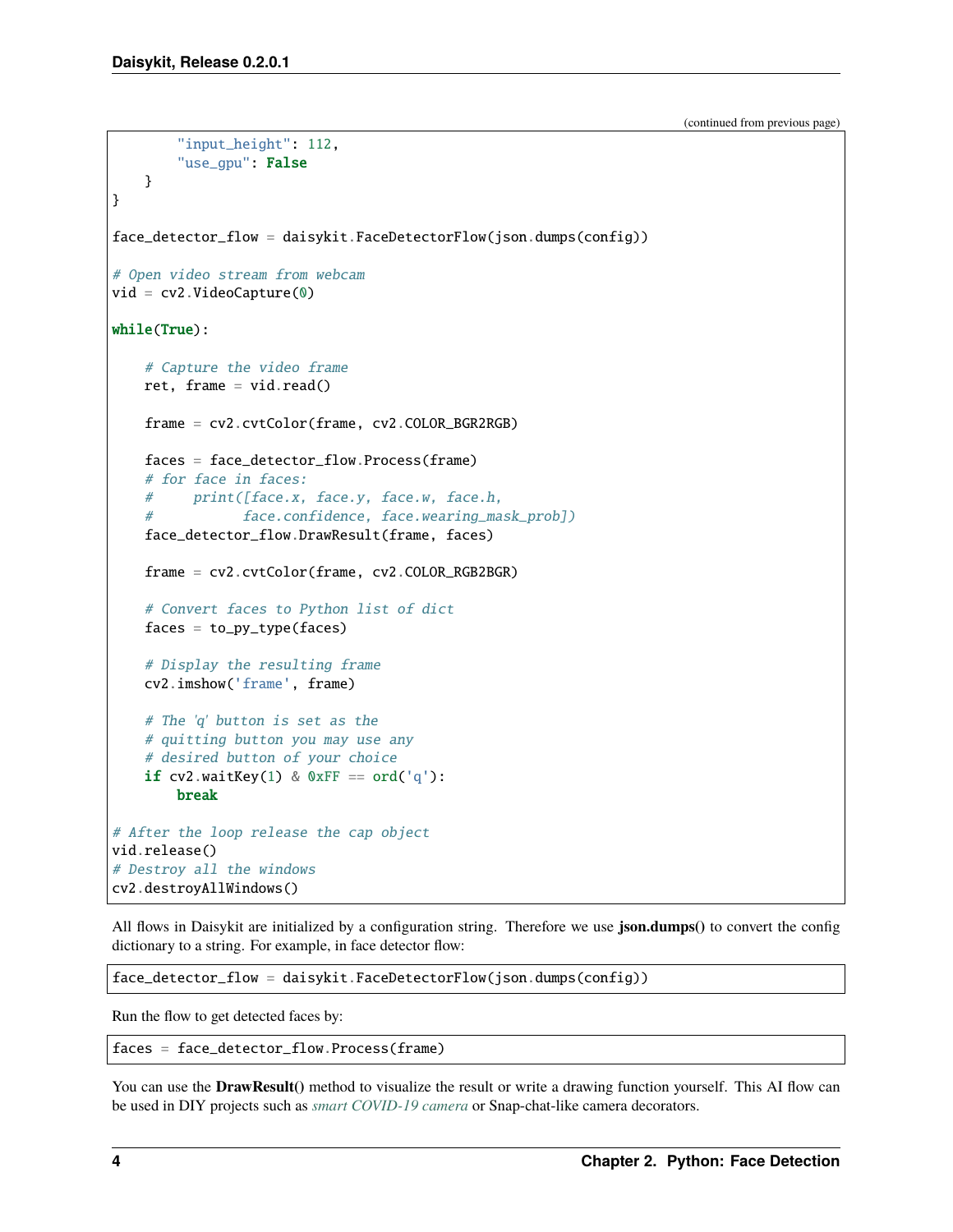(continued from previous page)

```
        "input_height": 112,
        "use_gpu": False
    }
}

face_detector_flow = daisykit.FaceDetectorFlow(json.dumps(config))

# Open video stream from webcam
vid = cv2.VideoCapture(0)

while(True):

    # Capture the video frame
    ret, frame = vid.read()

    frame = cv2.cvtColor(frame, cv2.COLOR_BGR2RGB)

    faces = face_detector_flow.Process(frame)
    # for face in faces:
    #     print([face.x, face.y, face.w, face.h,
    #           face.confidence, face.wearing_mask_prob])
    face_detector_flow.DrawResult(frame, faces)

    frame = cv2.cvtColor(frame, cv2.COLOR_RGB2BGR)

    # Convert faces to Python list of dict
    faces = to_py_type(faces)

    # Display the resulting frame
    cv2.imshow('frame', frame)

    # The 'q' button is set as the
    # quitting button you may use any
    # desired button of your choice
    if cv2.waitKey(1) & 0xFF == ord('q'):
        break

# After the loop release the cap object
vid.release()
# Destroy all the windows
cv2.destroyAllWindows()
```

All flows in Daisykit are initialized by a configuration string. Therefore we use **json.dumps()** to convert the config dictionary to a string. For example, in face detector flow:

```
face_detector_flow = daisykit.FaceDetectorFlow(json.dumps(config))
```

Run the flow to get detected faces by:

```
faces = face_detector_flow.Process(frame)
```

You can use the **DrawResult()** method to visualize the result or write a drawing function yourself. This AI flow can be used in DIY projects such as *smart COVID-19 camera* or Snap-chat-like camera decorators.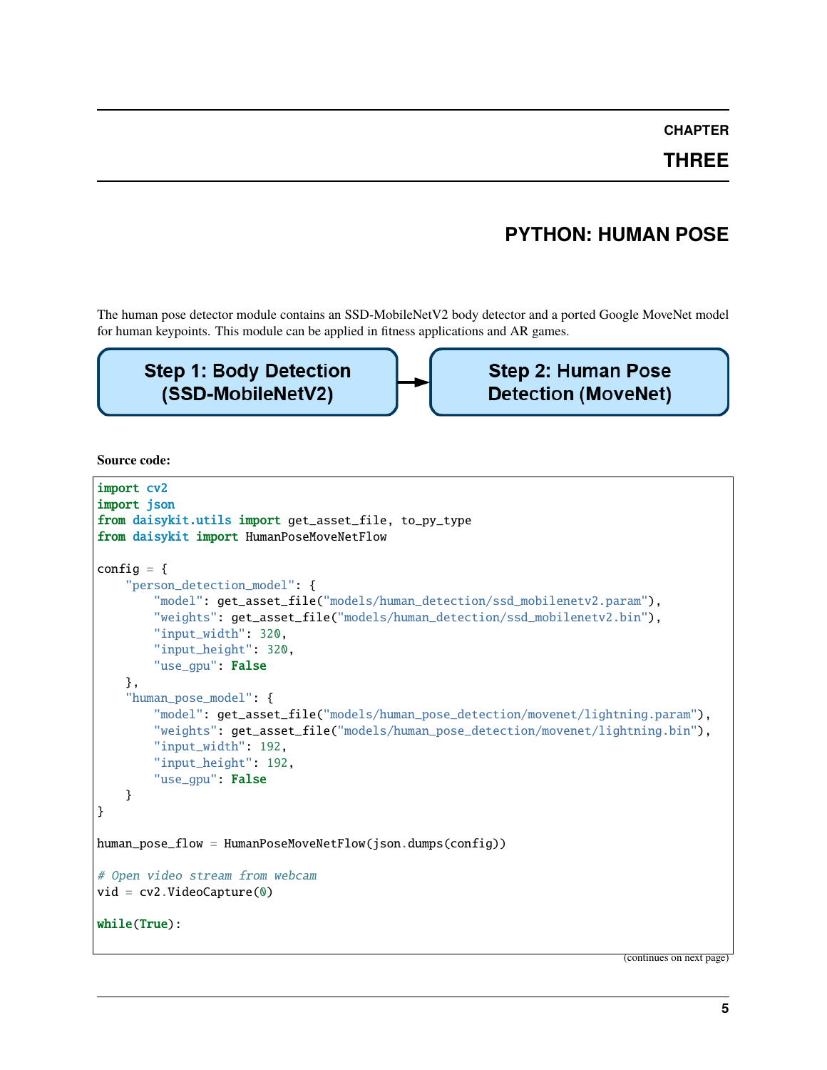# CHAPTER THREE

# PYTHON: HUMAN POSE

The human pose detector module contains an SSD-MobileNetV2 body detector and a ported Google MoveNet model for human keypoints. This module can be applied in fitness applications and AR games.

**Step 1: Body Detection (SSD-MobileNetV2)** → **Step 2: Human Pose Detection (MoveNet)**

**Source code:**

```python
import cv2
import json
from daisykit.utils import get_asset_file, to_py_type
from daisykit import HumanPoseMoveNetFlow

config = {
    "person_detection_model": {
        "model": get_asset_file("models/human_detection/ssd_mobilenetv2.param"),
        "weights": get_asset_file("models/human_detection/ssd_mobilenetv2.bin"),
        "input_width": 320,
        "input_height": 320,
        "use_gpu": False
    },
    "human_pose_model": {
        "model": get_asset_file("models/human_pose_detection/movenet/lightning.param"),
        "weights": get_asset_file("models/human_pose_detection/movenet/lightning.bin"),
        "input_width": 192,
        "input_height": 192,
        "use_gpu": False
    }
}

human_pose_flow = HumanPoseMoveNetFlow(json.dumps(config))

# Open video stream from webcam
vid = cv2.VideoCapture(0)

while(True):
```

(continues on next page)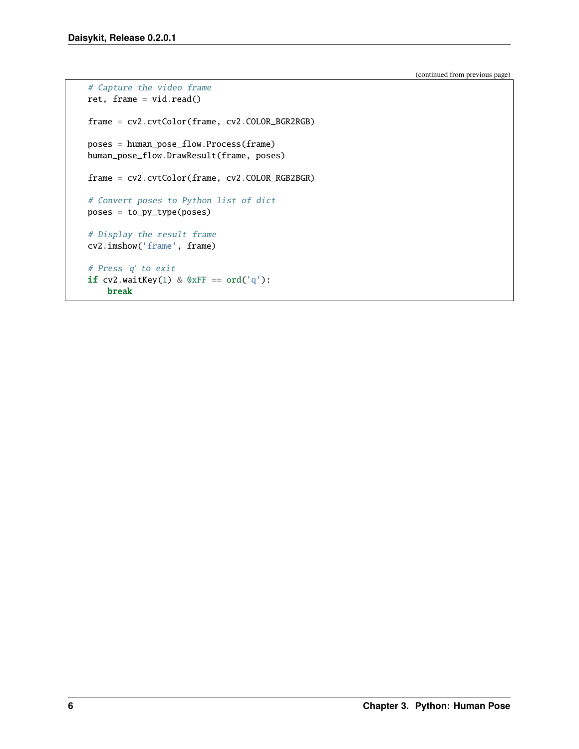(continued from previous page)

```
    # Capture the video frame
    ret, frame = vid.read()

    frame = cv2.cvtColor(frame, cv2.COLOR_BGR2RGB)

    poses = human_pose_flow.Process(frame)
    human_pose_flow.DrawResult(frame, poses)

    frame = cv2.cvtColor(frame, cv2.COLOR_RGB2BGR)

    # Convert poses to Python list of dict
    poses = to_py_type(poses)

    # Display the result frame
    cv2.imshow('frame', frame)

    # Press 'q' to exit
    if cv2.waitKey(1) & 0xFF == ord('q'):
        break
```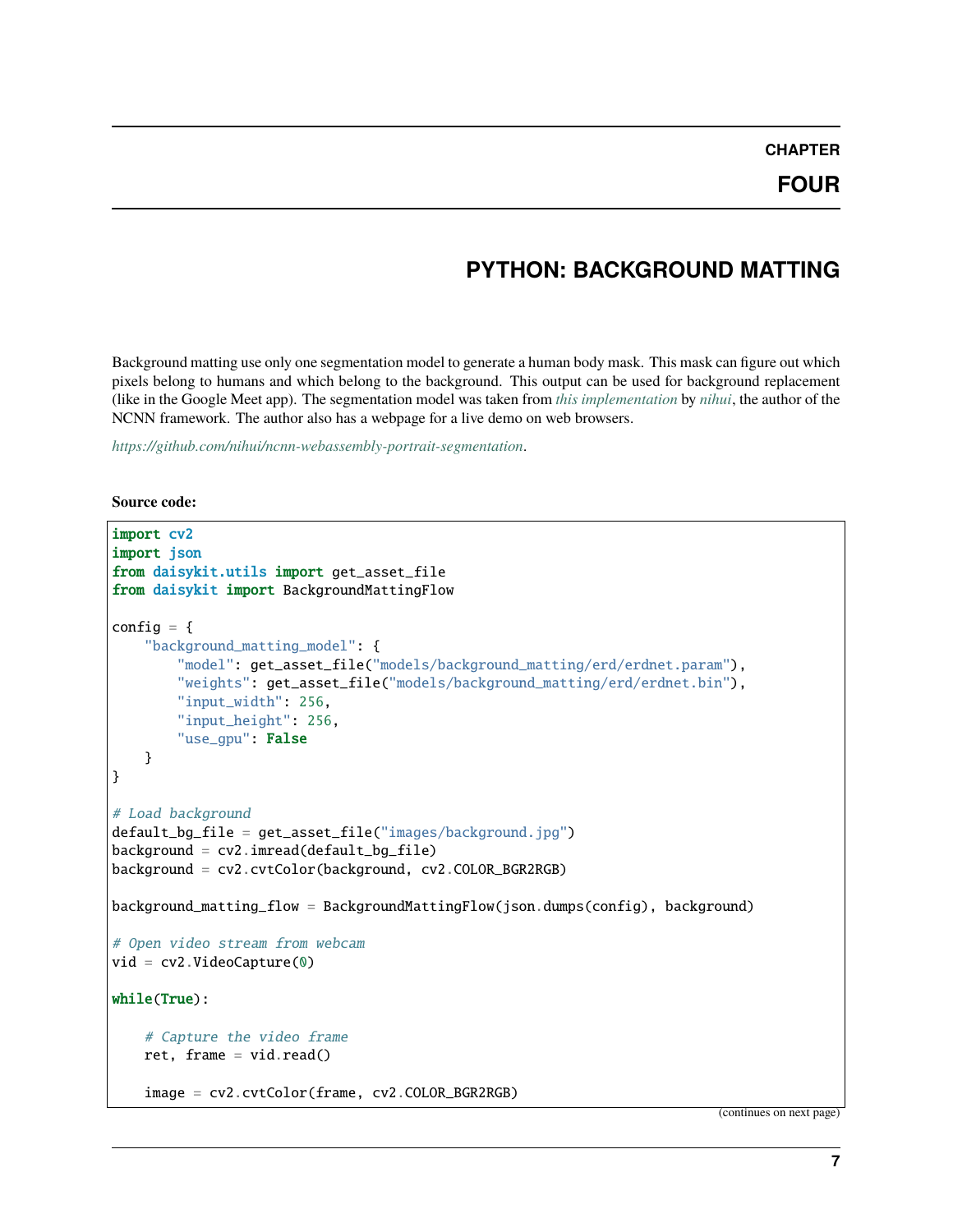# CHAPTER FOUR

# PYTHON: BACKGROUND MATTING

Background matting use only one segmentation model to generate a human body mask. This mask can figure out which pixels belong to humans and which belong to the background. This output can be used for background replacement (like in the Google Meet app). The segmentation model was taken from *this implementation* by *nihui*, the author of the NCNN framework. The author also has a webpage for a live demo on web browsers.

*https://github.com/nihui/ncnn-webassembly-portrait-segmentation*.

**Source code:**

```python
import cv2
import json
from daisykit.utils import get_asset_file
from daisykit import BackgroundMattingFlow

config = {
    "background_matting_model": {
        "model": get_asset_file("models/background_matting/erd/erdnet.param"),
        "weights": get_asset_file("models/background_matting/erd/erdnet.bin"),
        "input_width": 256,
        "input_height": 256,
        "use_gpu": False
    }
}

# Load background
default_bg_file = get_asset_file("images/background.jpg")
background = cv2.imread(default_bg_file)
background = cv2.cvtColor(background, cv2.COLOR_BGR2RGB)

background_matting_flow = BackgroundMattingFlow(json.dumps(config), background)

# Open video stream from webcam
vid = cv2.VideoCapture(0)

while(True):

    # Capture the video frame
    ret, frame = vid.read()

    image = cv2.cvtColor(frame, cv2.COLOR_BGR2RGB)
```

(continues on next page)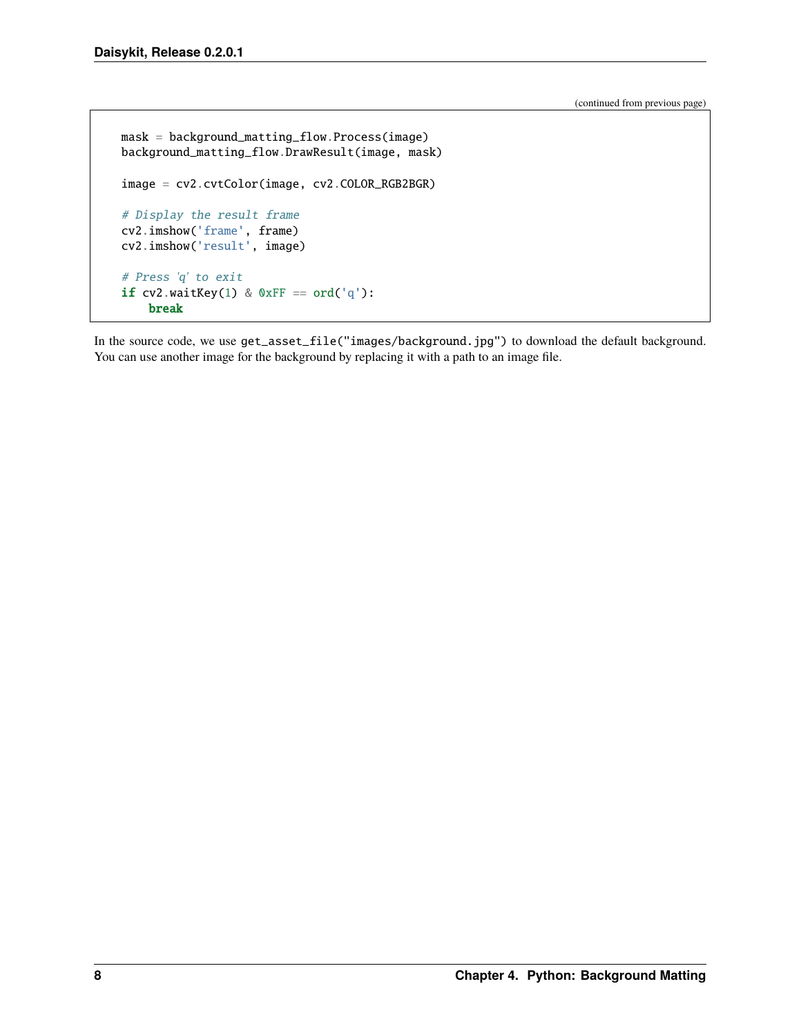(continued from previous page)

```
    mask = background_matting_flow.Process(image)
    background_matting_flow.DrawResult(image, mask)

    image = cv2.cvtColor(image, cv2.COLOR_RGB2BGR)

    # Display the result frame
    cv2.imshow('frame', frame)
    cv2.imshow('result', image)

    # Press 'q' to exit
    if cv2.waitKey(1) & 0xFF == ord('q'):
        break
```

In the source code, we use `get_asset_file("images/background.jpg")` to download the default background. You can use another image for the background by replacing it with a path to an image file.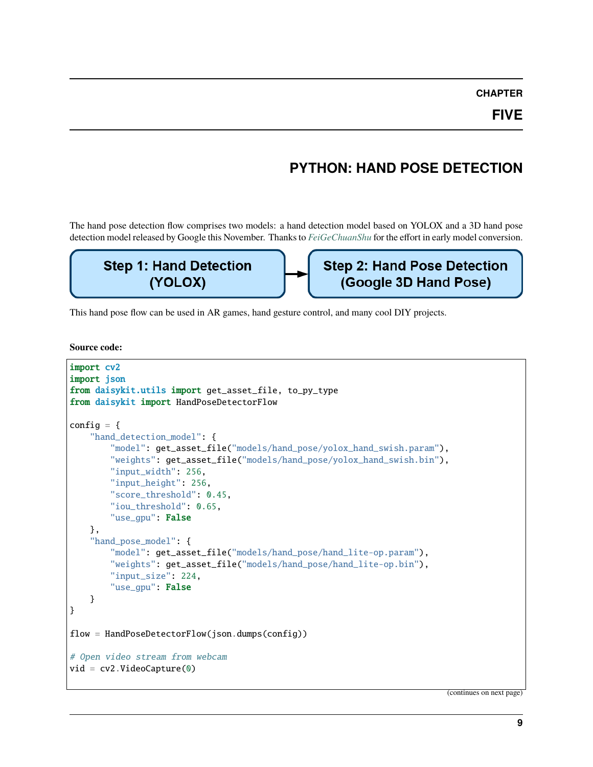# Chapter Five

# PYTHON: HAND POSE DETECTION

The hand pose detection flow comprises two models: a hand detection model based on YOLOX and a 3D hand pose detection model released by Google this November. Thanks to *FeiGeChuanShu* for the effort in early model conversion.

**Step 1: Hand Detection (YOLOX)** → **Step 2: Hand Pose Detection (Google 3D Hand Pose)**

This hand pose flow can be used in AR games, hand gesture control, and many cool DIY projects.

**Source code:**

```python
import cv2
import json
from daisykit.utils import get_asset_file, to_py_type
from daisykit import HandPoseDetectorFlow

config = {
    "hand_detection_model": {
        "model": get_asset_file("models/hand_pose/yolox_hand_swish.param"),
        "weights": get_asset_file("models/hand_pose/yolox_hand_swish.bin"),
        "input_width": 256,
        "input_height": 256,
        "score_threshold": 0.45,
        "iou_threshold": 0.65,
        "use_gpu": False
    },
    "hand_pose_model": {
        "model": get_asset_file("models/hand_pose/hand_lite-op.param"),
        "weights": get_asset_file("models/hand_pose/hand_lite-op.bin"),
        "input_size": 224,
        "use_gpu": False
    }
}

flow = HandPoseDetectorFlow(json.dumps(config))

# Open video stream from webcam
vid = cv2.VideoCapture(0)
```

(continues on next page)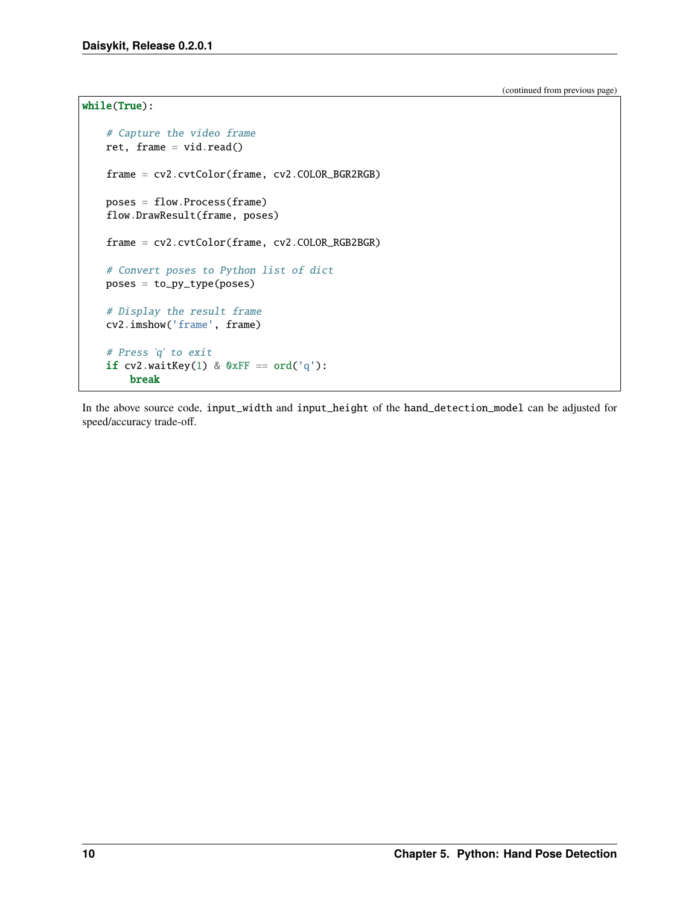(continued from previous page)

```
while(True):

    # Capture the video frame
    ret, frame = vid.read()

    frame = cv2.cvtColor(frame, cv2.COLOR_BGR2RGB)

    poses = flow.Process(frame)
    flow.DrawResult(frame, poses)

    frame = cv2.cvtColor(frame, cv2.COLOR_RGB2BGR)

    # Convert poses to Python list of dict
    poses = to_py_type(poses)

    # Display the result frame
    cv2.imshow('frame', frame)

    # Press 'q' to exit
    if cv2.waitKey(1) & 0xFF == ord('q'):
        break
```

In the above source code, `input_width` and `input_height` of the `hand_detection_model` can be adjusted for speed/accuracy trade-off.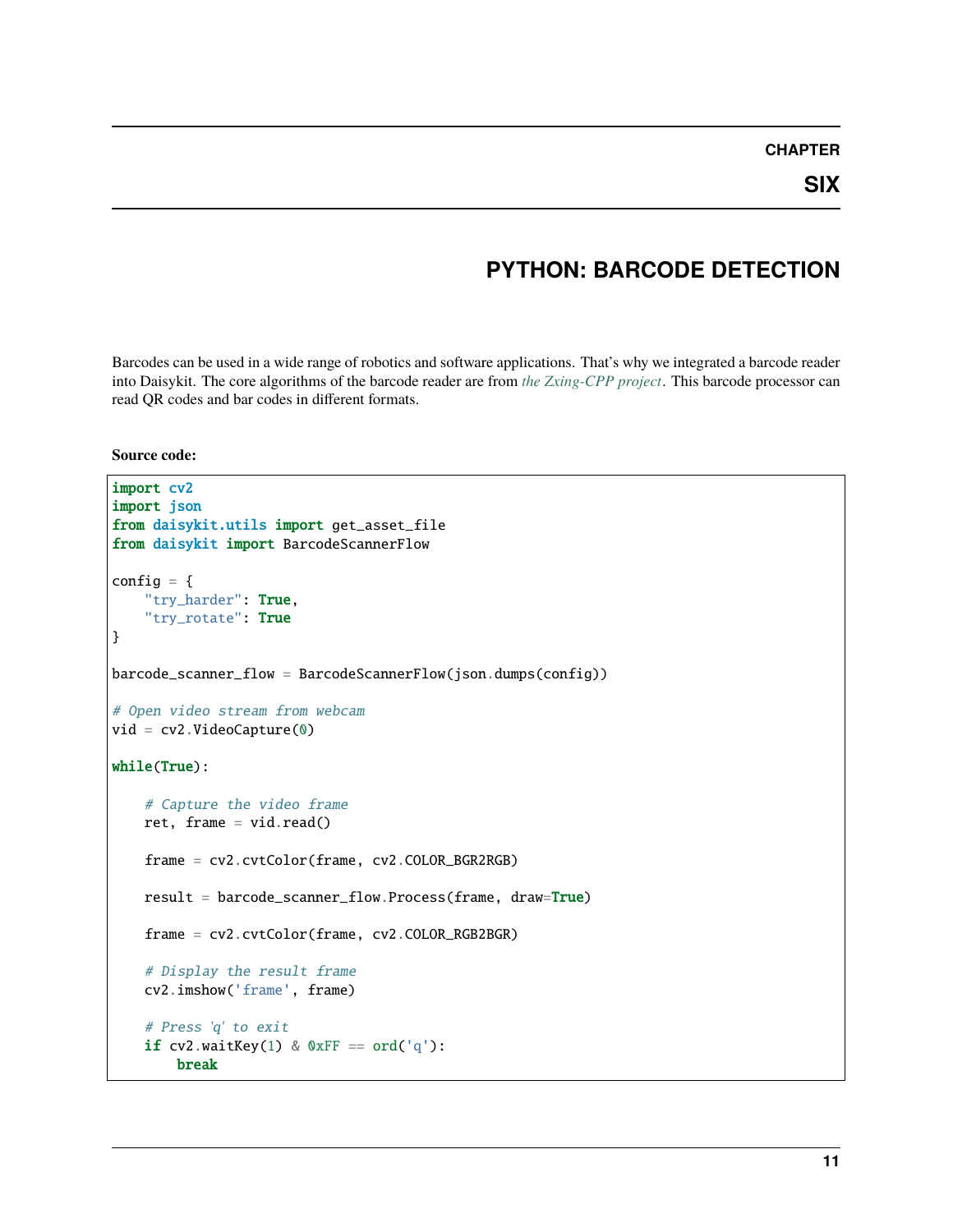# CHAPTER SIX

# PYTHON: BARCODE DETECTION

Barcodes can be used in a wide range of robotics and software applications. That's why we integrated a barcode reader into Daisykit. The core algorithms of the barcode reader are from *the Zxing-CPP project*. This barcode processor can read QR codes and bar codes in different formats.

**Source code:**

```python
import cv2
import json
from daisykit.utils import get_asset_file
from daisykit import BarcodeScannerFlow

config = {
    "try_harder": True,
    "try_rotate": True
}

barcode_scanner_flow = BarcodeScannerFlow(json.dumps(config))

# Open video stream from webcam
vid = cv2.VideoCapture(0)

while(True):

    # Capture the video frame
    ret, frame = vid.read()

    frame = cv2.cvtColor(frame, cv2.COLOR_BGR2RGB)

    result = barcode_scanner_flow.Process(frame, draw=True)

    frame = cv2.cvtColor(frame, cv2.COLOR_RGB2BGR)

    # Display the result frame
    cv2.imshow('frame', frame)

    # Press 'q' to exit
    if cv2.waitKey(1) & 0xFF == ord('q'):
        break
```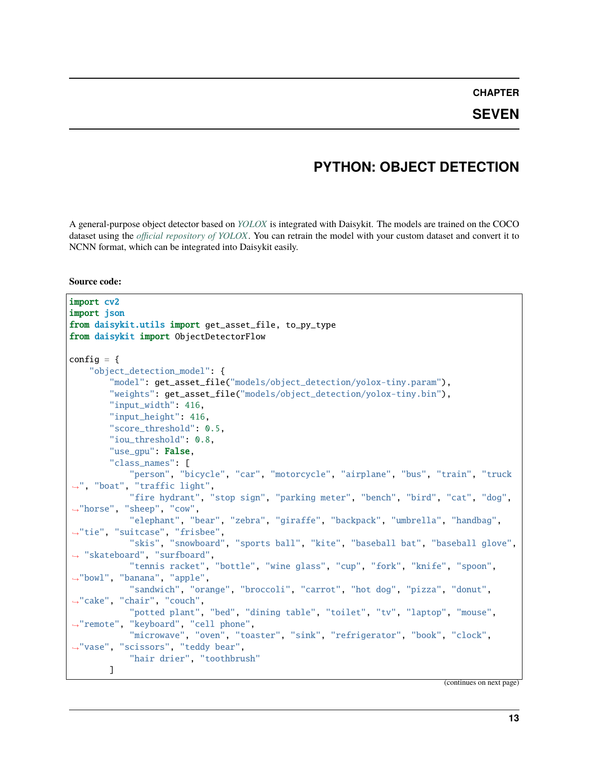# CHAPTER SEVEN

# PYTHON: OBJECT DETECTION

A general-purpose object detector based on *YOLOX* is integrated with Daisykit. The models are trained on the COCO dataset using the *official repository of YOLOX*. You can retrain the model with your custom dataset and convert it to NCNN format, which can be integrated into Daisykit easily.

**Source code:**

```
import cv2
import json
from daisykit.utils import get_asset_file, to_py_type
from daisykit import ObjectDetectorFlow

config = {
    "object_detection_model": {
        "model": get_asset_file("models/object_detection/yolox-tiny.param"),
        "weights": get_asset_file("models/object_detection/yolox-tiny.bin"),
        "input_width": 416,
        "input_height": 416,
        "score_threshold": 0.5,
        "iou_threshold": 0.8,
        "use_gpu": False,
        "class_names": [
            "person", "bicycle", "car", "motorcycle", "airplane", "bus", "train", "truck", "boat", "traffic light",
            "fire hydrant", "stop sign", "parking meter", "bench", "bird", "cat", "dog", "horse", "sheep", "cow",
            "elephant", "bear", "zebra", "giraffe", "backpack", "umbrella", "handbag", "tie", "suitcase", "frisbee",
            "skis", "snowboard", "sports ball", "kite", "baseball bat", "baseball glove", "skateboard", "surfboard",
            "tennis racket", "bottle", "wine glass", "cup", "fork", "knife", "spoon", "bowl", "banana", "apple",
            "sandwich", "orange", "broccoli", "carrot", "hot dog", "pizza", "donut", "cake", "chair", "couch",
            "potted plant", "bed", "dining table", "toilet", "tv", "laptop", "mouse", "remote", "keyboard", "cell phone",
            "microwave", "oven", "toaster", "sink", "refrigerator", "book", "clock", "vase", "scissors", "teddy bear",
            "hair drier", "toothbrush"
        ]
```

(continues on next page)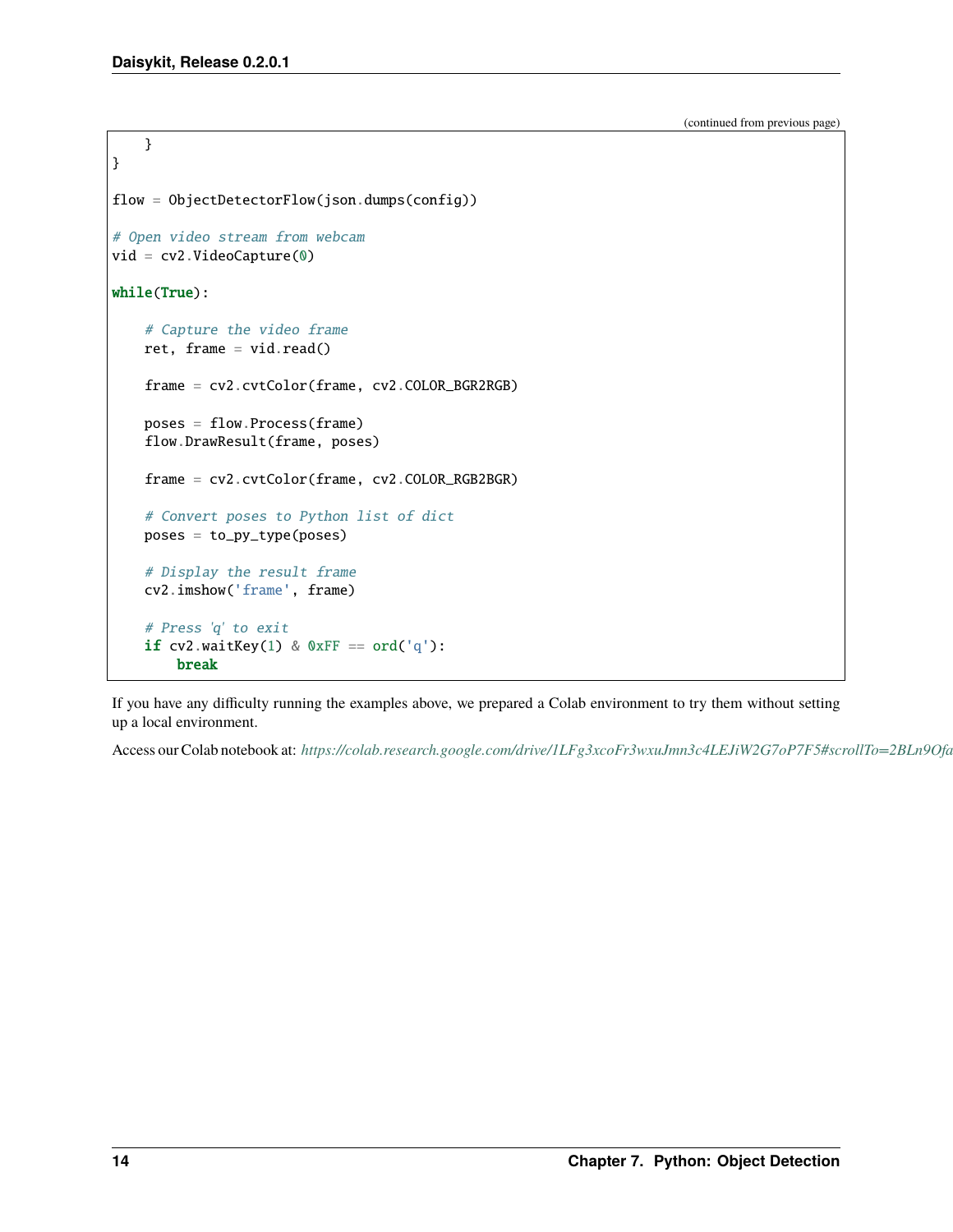(continued from previous page)

```
    }
}

flow = ObjectDetectorFlow(json.dumps(config))

# Open video stream from webcam
vid = cv2.VideoCapture(0)

while(True):

    # Capture the video frame
    ret, frame = vid.read()

    frame = cv2.cvtColor(frame, cv2.COLOR_BGR2RGB)

    poses = flow.Process(frame)
    flow.DrawResult(frame, poses)

    frame = cv2.cvtColor(frame, cv2.COLOR_RGB2BGR)

    # Convert poses to Python list of dict
    poses = to_py_type(poses)

    # Display the result frame
    cv2.imshow('frame', frame)

    # Press 'q' to exit
    if cv2.waitKey(1) & 0xFF == ord('q'):
        break
```

If you have any difficulty running the examples above, we prepared a Colab environment to try them without setting up a local environment.

Access our Colab notebook at: *https://colab.research.google.com/drive/1LFg3xcoFr3wxuJmn3c4LEJiW2G7oP7F5#scrollTo=2BLn9Ofa*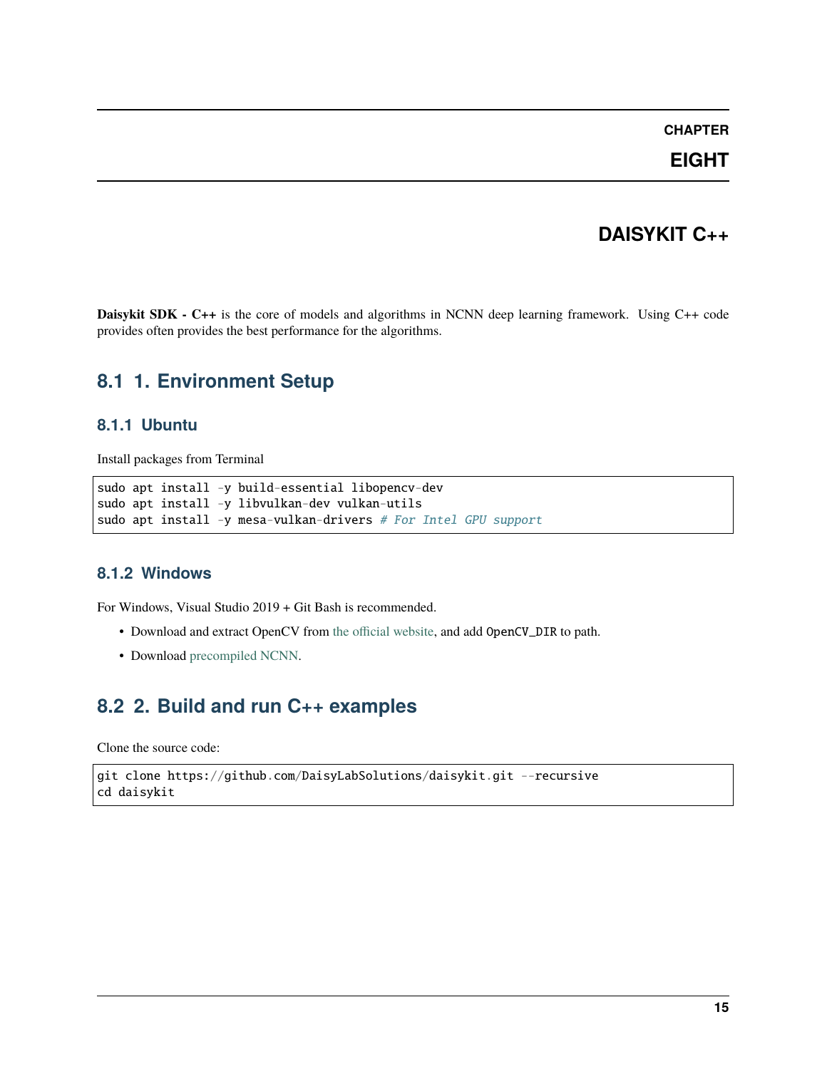# CHAPTER EIGHT

# DAISYKIT C++

**Daisykit SDK - C++** is the core of models and algorithms in NCNN deep learning framework. Using C++ code provides often provides the best performance for the algorithms.

## 8.1 1. Environment Setup

### 8.1.1 Ubuntu

Install packages from Terminal

```
sudo apt install -y build-essential libopencv-dev
sudo apt install -y libvulkan-dev vulkan-utils
sudo apt install -y mesa-vulkan-drivers # For Intel GPU support
```

### 8.1.2 Windows

For Windows, Visual Studio 2019 + Git Bash is recommended.

- Download and extract OpenCV from the official website, and add OpenCV_DIR to path.
- Download precompiled NCNN.

## 8.2 2. Build and run C++ examples

Clone the source code:

```
git clone https://github.com/DaisyLabSolutions/daisykit.git --recursive
cd daisykit
```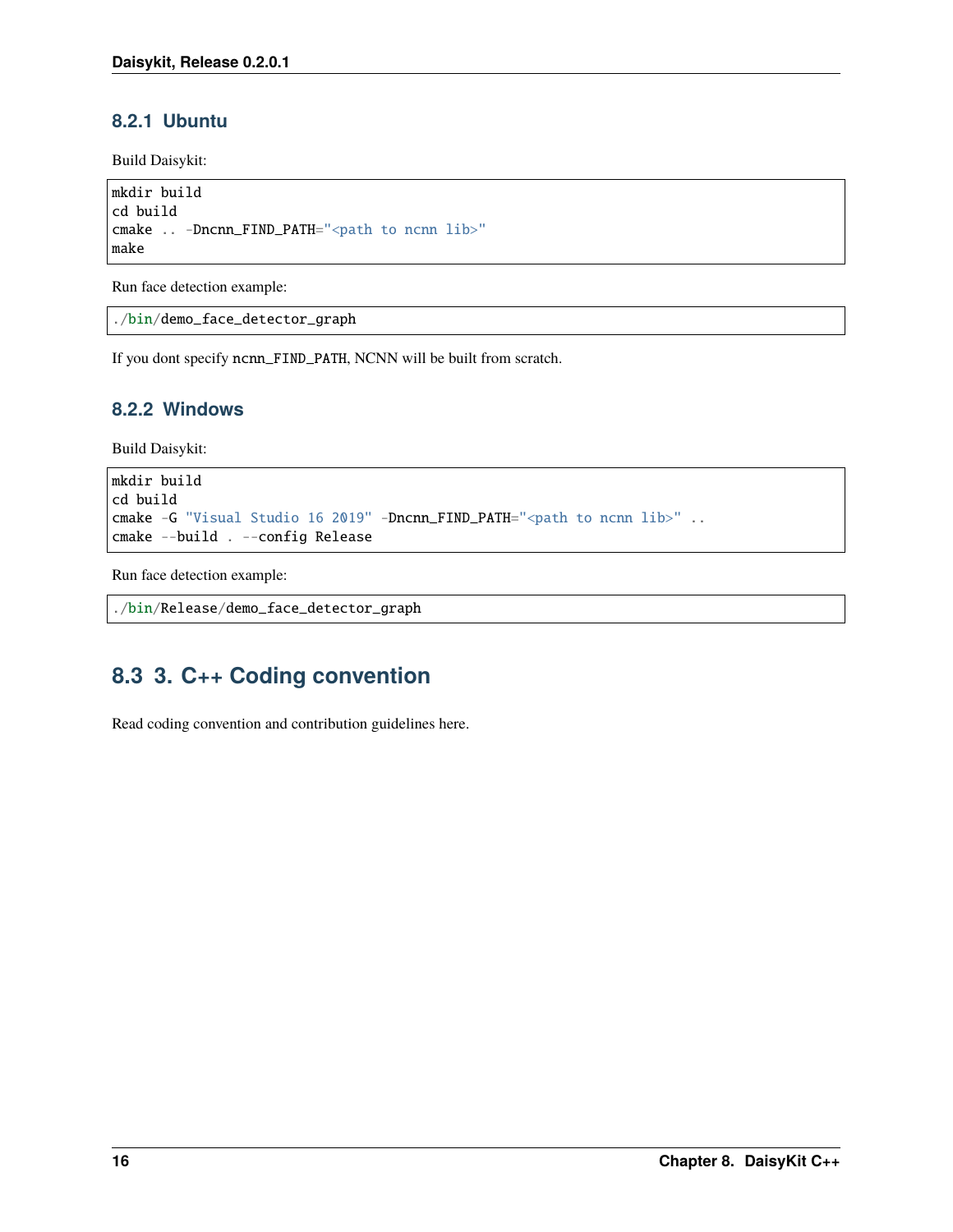### 8.2.1 Ubuntu

Build Daisykit:

```
mkdir build
cd build
cmake .. -Dncnn_FIND_PATH="<path to ncnn lib>"
make
```

Run face detection example:

```
./bin/demo_face_detector_graph
```

If you dont specify `ncnn_FIND_PATH`, NCNN will be built from scratch.

### 8.2.2 Windows

Build Daisykit:

```
mkdir build
cd build
cmake -G "Visual Studio 16 2019" -Dncnn_FIND_PATH="<path to ncnn lib>" ..
cmake --build . --config Release
```

Run face detection example:

```
./bin/Release/demo_face_detector_graph
```

## 8.3 3. C++ Coding convention

Read coding convention and contribution guidelines here.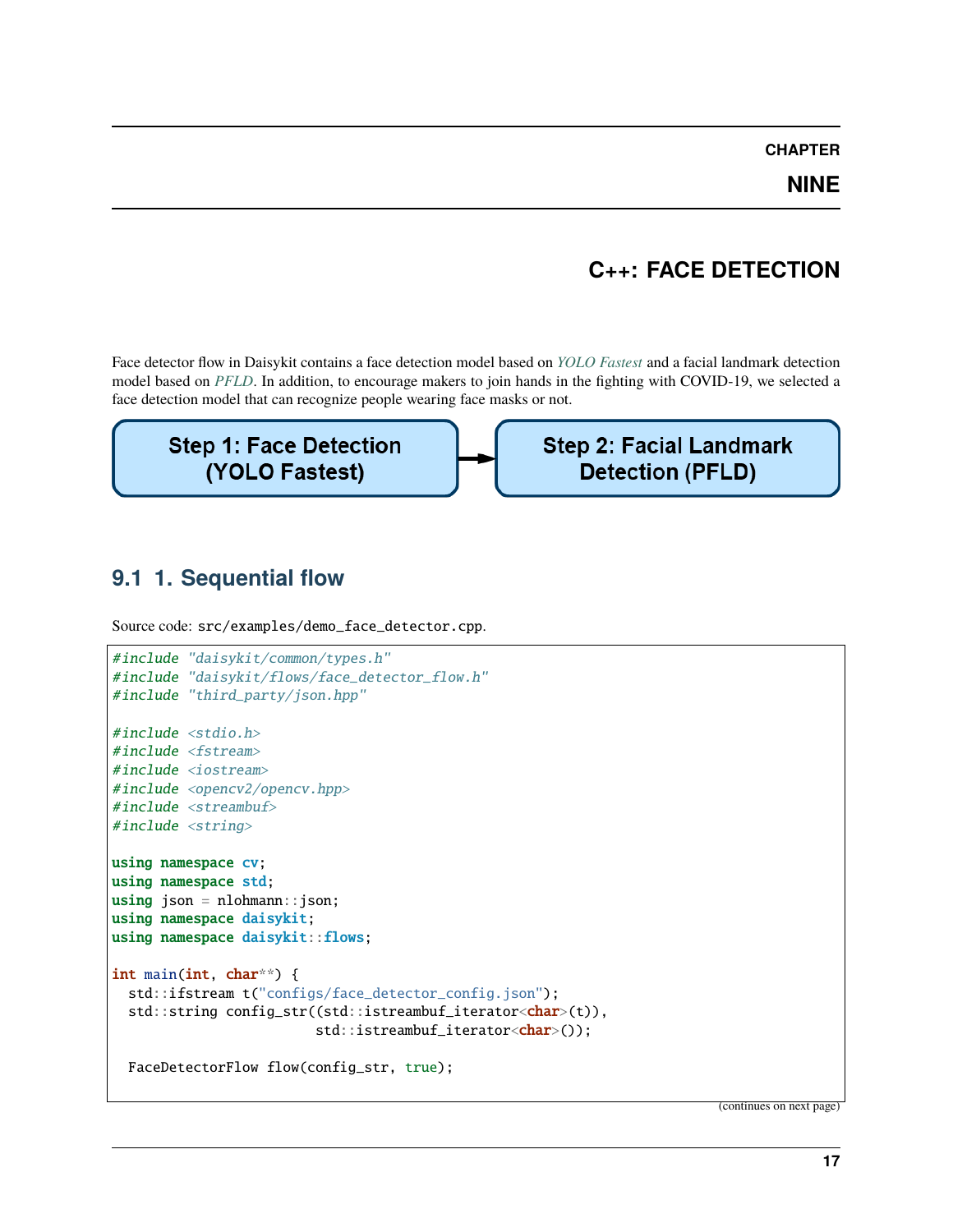# CHAPTER NINE

# C++: FACE DETECTION

Face detector flow in Daisykit contains a face detection model based on *YOLO Fastest* and a facial landmark detection model based on *PFLD*. In addition, to encourage makers to join hands in the fighting with COVID-19, we selected a face detection model that can recognize people wearing face masks or not.

Step 1: Face Detection (YOLO Fastest) → Step 2: Facial Landmark Detection (PFLD)

## 9.1 1. Sequential flow

Source code: `src/examples/demo_face_detector.cpp`.

```cpp
#include "daisykit/common/types.h"
#include "daisykit/flows/face_detector_flow.h"
#include "third_party/json.hpp"

#include <stdio.h>
#include <fstream>
#include <iostream>
#include <opencv2/opencv.hpp>
#include <streambuf>
#include <string>

using namespace cv;
using namespace std;
using json = nlohmann::json;
using namespace daisykit;
using namespace daisykit::flows;

int main(int, char**) {
  std::ifstream t("configs/face_detector_config.json");
  std::string config_str((std::istreambuf_iterator<char>(t)),
                         std::istreambuf_iterator<char>());

  FaceDetectorFlow flow(config_str, true);
```

(continues on next page)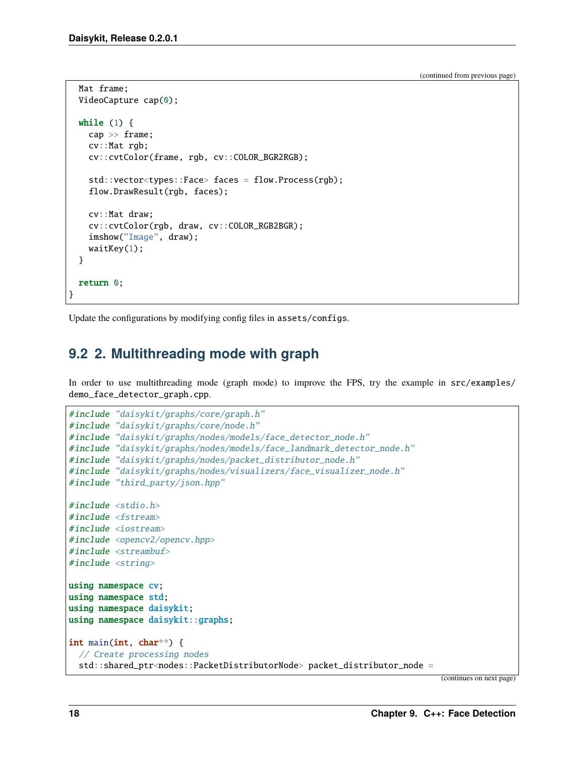(continued from previous page)

```
  Mat frame;
  VideoCapture cap(0);

  while (1) {
    cap >> frame;
    cv::Mat rgb;
    cv::cvtColor(frame, rgb, cv::COLOR_BGR2RGB);

    std::vector<types::Face> faces = flow.Process(rgb);
    flow.DrawResult(rgb, faces);

    cv::Mat draw;
    cv::cvtColor(rgb, draw, cv::COLOR_RGB2BGR);
    imshow("Image", draw);
    waitKey(1);
  }

  return 0;
}
```

Update the configurations by modifying config files in `assets/configs`.

## 9.2 2. Multithreading mode with graph

In order to use multithreading mode (graph mode) to improve the FPS, try the example in `src/examples/demo_face_detector_graph.cpp`.

```
#include "daisykit/graphs/core/graph.h"
#include "daisykit/graphs/core/node.h"
#include "daisykit/graphs/nodes/models/face_detector_node.h"
#include "daisykit/graphs/nodes/models/face_landmark_detector_node.h"
#include "daisykit/graphs/nodes/packet_distributor_node.h"
#include "daisykit/graphs/nodes/visualizers/face_visualizer_node.h"
#include "third_party/json.hpp"

#include <stdio.h>
#include <fstream>
#include <iostream>
#include <opencv2/opencv.hpp>
#include <streambuf>
#include <string>

using namespace cv;
using namespace std;
using namespace daisykit;
using namespace daisykit::graphs;

int main(int, char**) {
  // Create processing nodes
  std::shared_ptr<nodes::PacketDistributorNode> packet_distributor_node =
```

(continues on next page)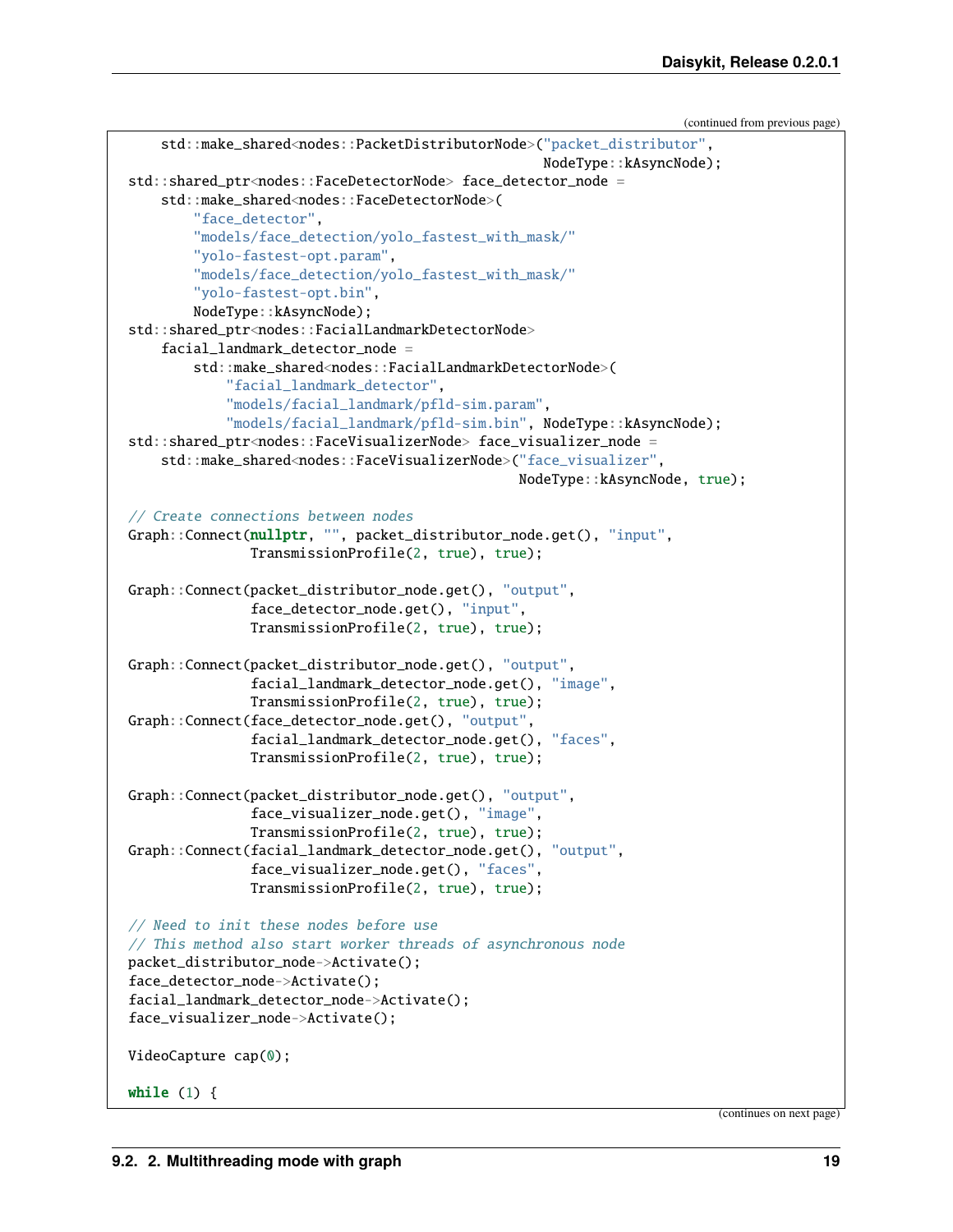(continued from previous page)

```
    std::make_shared<nodes::PacketDistributorNode>("packet_distributor",
                                                   NodeType::kAsyncNode);
std::shared_ptr<nodes::FaceDetectorNode> face_detector_node =
    std::make_shared<nodes::FaceDetectorNode>(
        "face_detector",
        "models/face_detection/yolo_fastest_with_mask/"
        "yolo-fastest-opt.param",
        "models/face_detection/yolo_fastest_with_mask/"
        "yolo-fastest-opt.bin",
        NodeType::kAsyncNode);
std::shared_ptr<nodes::FacialLandmarkDetectorNode>
    facial_landmark_detector_node =
        std::make_shared<nodes::FacialLandmarkDetectorNode>(
            "facial_landmark_detector",
            "models/facial_landmark/pfld-sim.param",
            "models/facial_landmark/pfld-sim.bin", NodeType::kAsyncNode);
std::shared_ptr<nodes::FaceVisualizerNode> face_visualizer_node =
    std::make_shared<nodes::FaceVisualizerNode>("face_visualizer",
                                                NodeType::kAsyncNode, true);

// Create connections between nodes
Graph::Connect(nullptr, "", packet_distributor_node.get(), "input",
               TransmissionProfile(2, true), true);

Graph::Connect(packet_distributor_node.get(), "output",
               face_detector_node.get(), "input",
               TransmissionProfile(2, true), true);

Graph::Connect(packet_distributor_node.get(), "output",
               facial_landmark_detector_node.get(), "image",
               TransmissionProfile(2, true), true);
Graph::Connect(face_detector_node.get(), "output",
               facial_landmark_detector_node.get(), "faces",
               TransmissionProfile(2, true), true);

Graph::Connect(packet_distributor_node.get(), "output",
               face_visualizer_node.get(), "image",
               TransmissionProfile(2, true), true);
Graph::Connect(facial_landmark_detector_node.get(), "output",
               face_visualizer_node.get(), "faces",
               TransmissionProfile(2, true), true);

// Need to init these nodes before use
// This method also start worker threads of asynchronous node
packet_distributor_node->Activate();
face_detector_node->Activate();
facial_landmark_detector_node->Activate();
face_visualizer_node->Activate();

VideoCapture cap(0);

while (1) {
```

(continues on next page)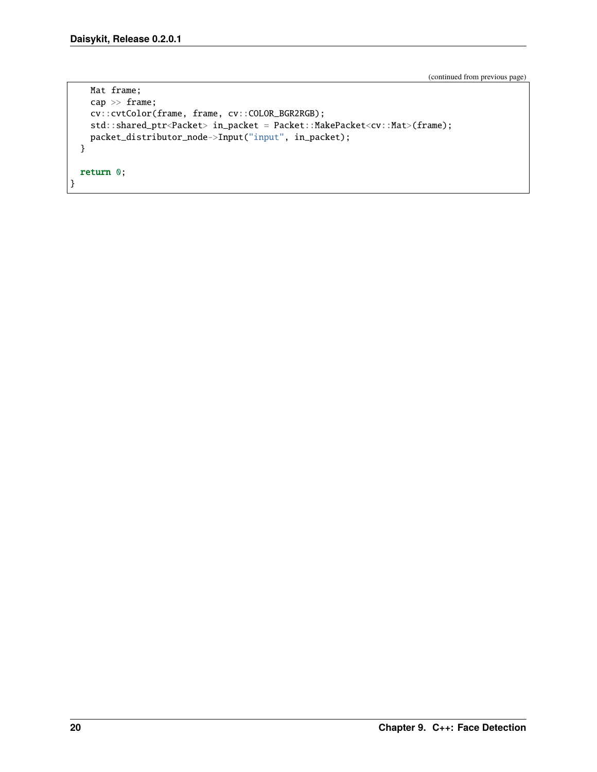(continued from previous page)

```
    Mat frame;
    cap >> frame;
    cv::cvtColor(frame, frame, cv::COLOR_BGR2RGB);
    std::shared_ptr<Packet> in_packet = Packet::MakePacket<cv::Mat>(frame);
    packet_distributor_node->Input("input", in_packet);
  }

  return 0;
}
```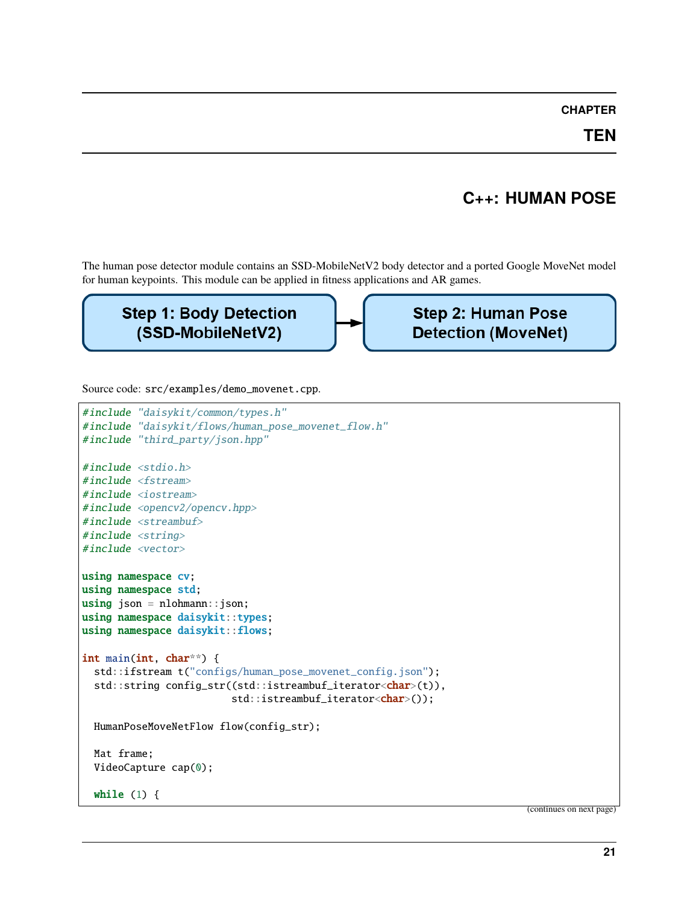# CHAPTER TEN

## C++: HUMAN POSE

The human pose detector module contains an SSD-MobileNetV2 body detector and a ported Google MoveNet model for human keypoints. This module can be applied in fitness applications and AR games.

**Step 1: Body Detection (SSD-MobileNetV2)** → **Step 2: Human Pose Detection (MoveNet)**

Source code: `src/examples/demo_movenet.cpp`.

```
#include "daisykit/common/types.h"
#include "daisykit/flows/human_pose_movenet_flow.h"
#include "third_party/json.hpp"

#include <stdio.h>
#include <fstream>
#include <iostream>
#include <opencv2/opencv.hpp>
#include <streambuf>
#include <string>
#include <vector>

using namespace cv;
using namespace std;
using json = nlohmann::json;
using namespace daisykit::types;
using namespace daisykit::flows;

int main(int, char**) {
  std::ifstream t("configs/human_pose_movenet_config.json");
  std::string config_str((std::istreambuf_iterator<char>(t)),
                         std::istreambuf_iterator<char>());

  HumanPoseMoveNetFlow flow(config_str);

  Mat frame;
  VideoCapture cap(0);

  while (1) {
```

(continues on next page)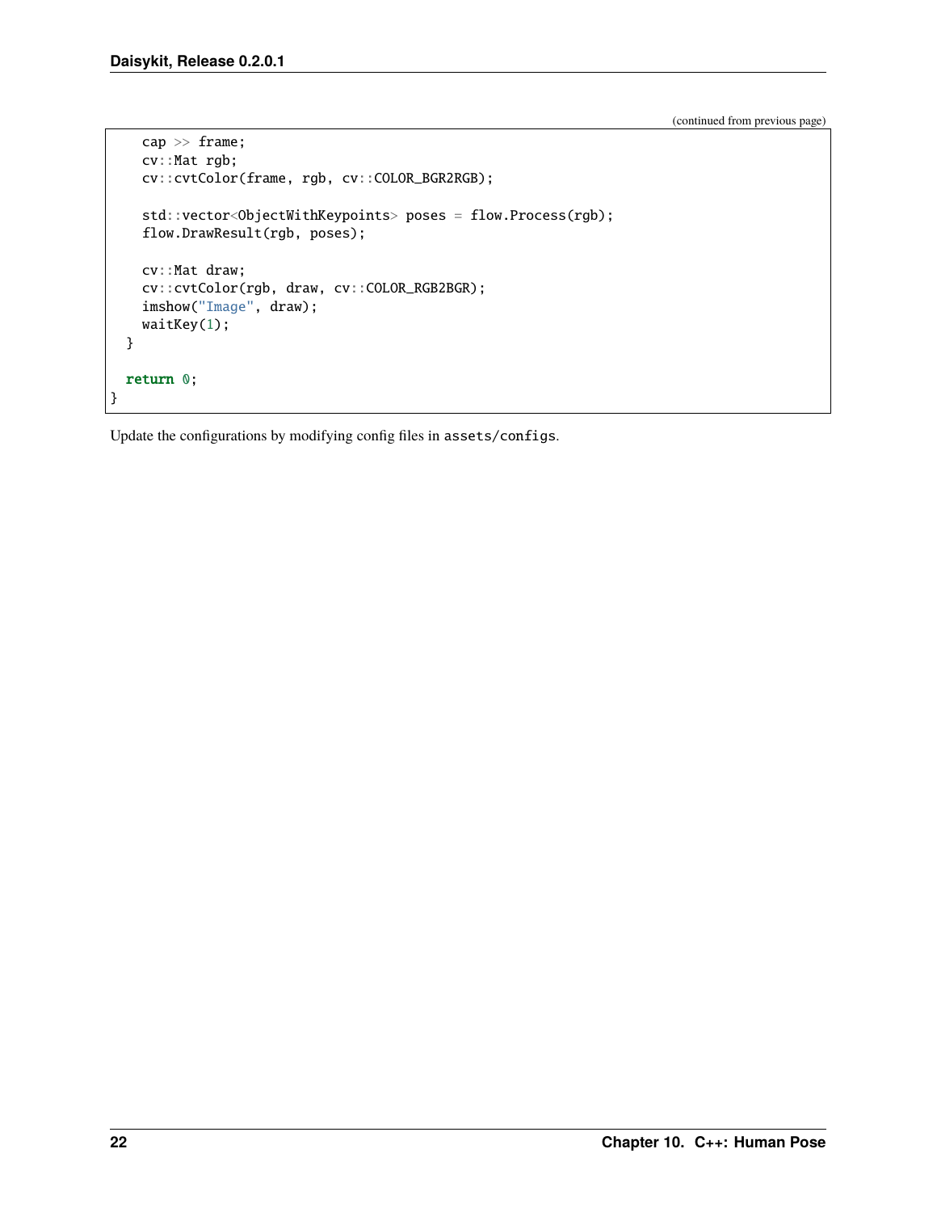(continued from previous page)

```
    cap >> frame;
    cv::Mat rgb;
    cv::cvtColor(frame, rgb, cv::COLOR_BGR2RGB);

    std::vector<ObjectWithKeypoints> poses = flow.Process(rgb);
    flow.DrawResult(rgb, poses);

    cv::Mat draw;
    cv::cvtColor(rgb, draw, cv::COLOR_RGB2BGR);
    imshow("Image", draw);
    waitKey(1);
  }

  return 0;
}
```

Update the configurations by modifying config files in `assets/configs`.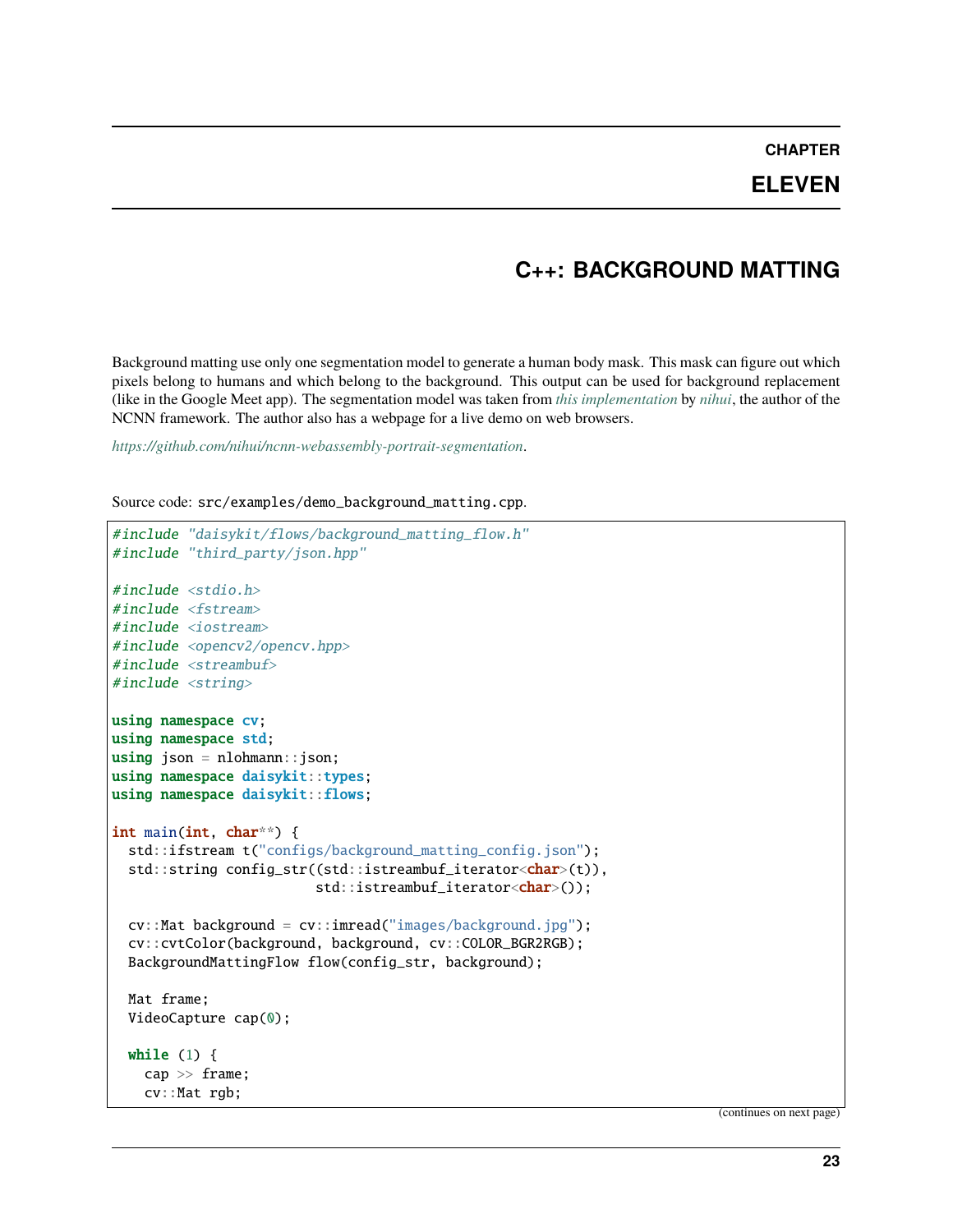# CHAPTER ELEVEN

## C++: BACKGROUND MATTING

Background matting use only one segmentation model to generate a human body mask. This mask can figure out which pixels belong to humans and which belong to the background. This output can be used for background replacement (like in the Google Meet app). The segmentation model was taken from *this implementation* by *nihui*, the author of the NCNN framework. The author also has a webpage for a live demo on web browsers.

*https://github.com/nihui/ncnn-webassembly-portrait-segmentation*.

Source code: `src/examples/demo_background_matting.cpp`.

```cpp
#include "daisykit/flows/background_matting_flow.h"
#include "third_party/json.hpp"

#include <stdio.h>
#include <fstream>
#include <iostream>
#include <opencv2/opencv.hpp>
#include <streambuf>
#include <string>

using namespace cv;
using namespace std;
using json = nlohmann::json;
using namespace daisykit::types;
using namespace daisykit::flows;

int main(int, char**) {
  std::ifstream t("configs/background_matting_config.json");
  std::string config_str((std::istreambuf_iterator<char>(t)),
                         std::istreambuf_iterator<char>());

  cv::Mat background = cv::imread("images/background.jpg");
  cv::cvtColor(background, background, cv::COLOR_BGR2RGB);
  BackgroundMattingFlow flow(config_str, background);

  Mat frame;
  VideoCapture cap(0);

  while (1) {
    cap >> frame;
    cv::Mat rgb;
```

(continues on next page)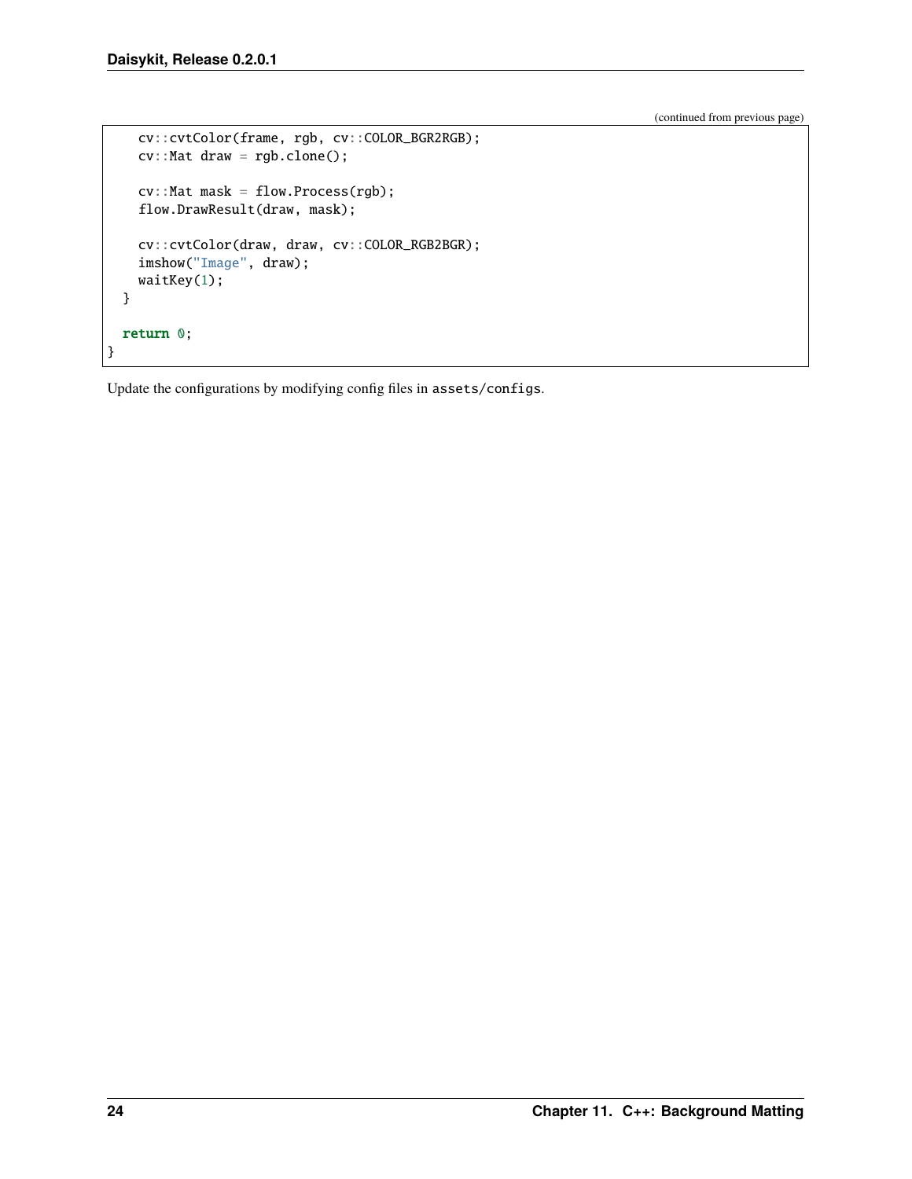```
    cv::cvtColor(frame, rgb, cv::COLOR_BGR2RGB);
    cv::Mat draw = rgb.clone();

    cv::Mat mask = flow.Process(rgb);
    flow.DrawResult(draw, mask);

    cv::cvtColor(draw, draw, cv::COLOR_RGB2BGR);
    imshow("Image", draw);
    waitKey(1);
  }

  return 0;
}
```

Update the configurations by modifying config files in `assets/configs`.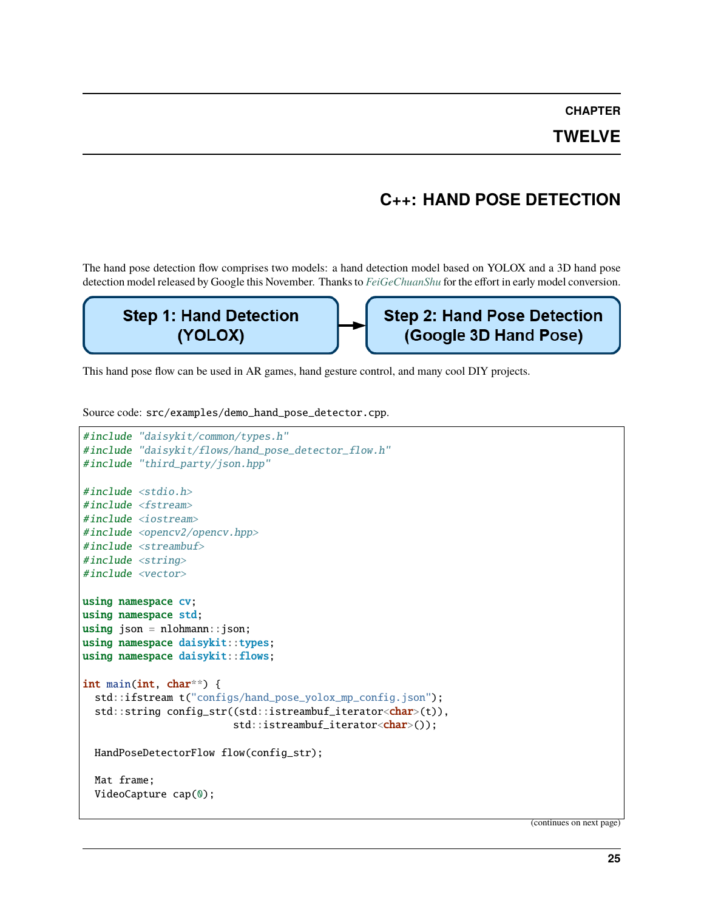# CHAPTER TWELVE

# C++: HAND POSE DETECTION

The hand pose detection flow comprises two models: a hand detection model based on YOLOX and a 3D hand pose detection model released by Google this November. Thanks to *FeiGeChuanShu* for the effort in early model conversion.

**Step 1: Hand Detection (YOLOX)** → **Step 2: Hand Pose Detection (Google 3D Hand Pose)**

This hand pose flow can be used in AR games, hand gesture control, and many cool DIY projects.

Source code: `src/examples/demo_hand_pose_detector.cpp`.

```
#include "daisykit/common/types.h"
#include "daisykit/flows/hand_pose_detector_flow.h"
#include "third_party/json.hpp"

#include <stdio.h>
#include <fstream>
#include <iostream>
#include <opencv2/opencv.hpp>
#include <streambuf>
#include <string>
#include <vector>

using namespace cv;
using namespace std;
using json = nlohmann::json;
using namespace daisykit::types;
using namespace daisykit::flows;

int main(int, char**) {
  std::ifstream t("configs/hand_pose_yolox_mp_config.json");
  std::string config_str((std::istreambuf_iterator<char>(t)),
                         std::istreambuf_iterator<char>());

  HandPoseDetectorFlow flow(config_str);

  Mat frame;
  VideoCapture cap(0);
```

(continues on next page)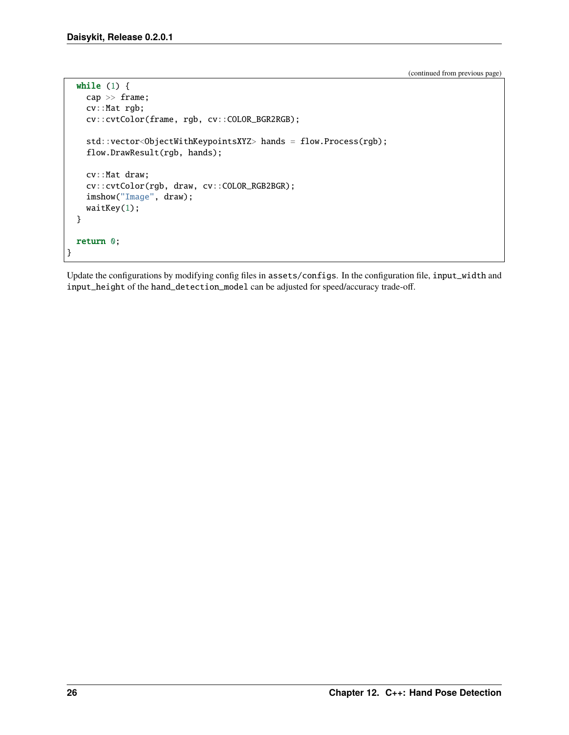(continued from previous page)

```
  while (1) {
    cap >> frame;
    cv::Mat rgb;
    cv::cvtColor(frame, rgb, cv::COLOR_BGR2RGB);

    std::vector<ObjectWithKeypointsXYZ> hands = flow.Process(rgb);
    flow.DrawResult(rgb, hands);

    cv::Mat draw;
    cv::cvtColor(rgb, draw, cv::COLOR_RGB2BGR);
    imshow("Image", draw);
    waitKey(1);
  }

  return 0;
}
```

Update the configurations by modifying config files in `assets/configs`. In the configuration file, `input_width` and `input_height` of the `hand_detection_model` can be adjusted for speed/accuracy trade-off.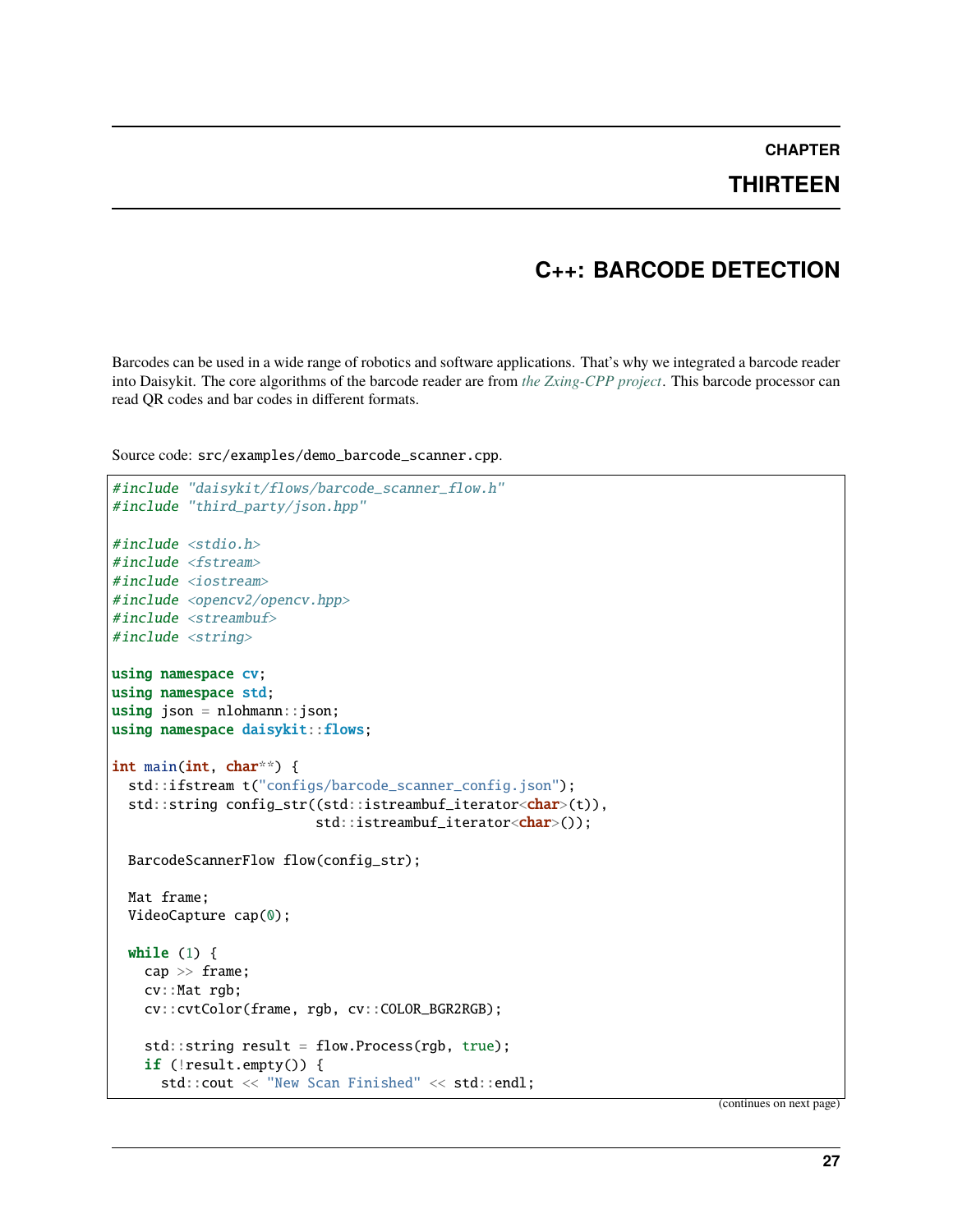# CHAPTER THIRTEEN

# C++: BARCODE DETECTION

Barcodes can be used in a wide range of robotics and software applications. That's why we integrated a barcode reader into Daisykit. The core algorithms of the barcode reader are from *the Zxing-CPP project*. This barcode processor can read QR codes and bar codes in different formats.

Source code: `src/examples/demo_barcode_scanner.cpp`.

```cpp
#include "daisykit/flows/barcode_scanner_flow.h"
#include "third_party/json.hpp"

#include <stdio.h>
#include <fstream>
#include <iostream>
#include <opencv2/opencv.hpp>
#include <streambuf>
#include <string>

using namespace cv;
using namespace std;
using json = nlohmann::json;
using namespace daisykit::flows;

int main(int, char**) {
  std::ifstream t("configs/barcode_scanner_config.json");
  std::string config_str((std::istreambuf_iterator<char>(t)),
                         std::istreambuf_iterator<char>());

  BarcodeScannerFlow flow(config_str);

  Mat frame;
  VideoCapture cap(0);

  while (1) {
    cap >> frame;
    cv::Mat rgb;
    cv::cvtColor(frame, rgb, cv::COLOR_BGR2RGB);

    std::string result = flow.Process(rgb, true);
    if (!result.empty()) {
      std::cout << "New Scan Finished" << std::endl;
```

(continues on next page)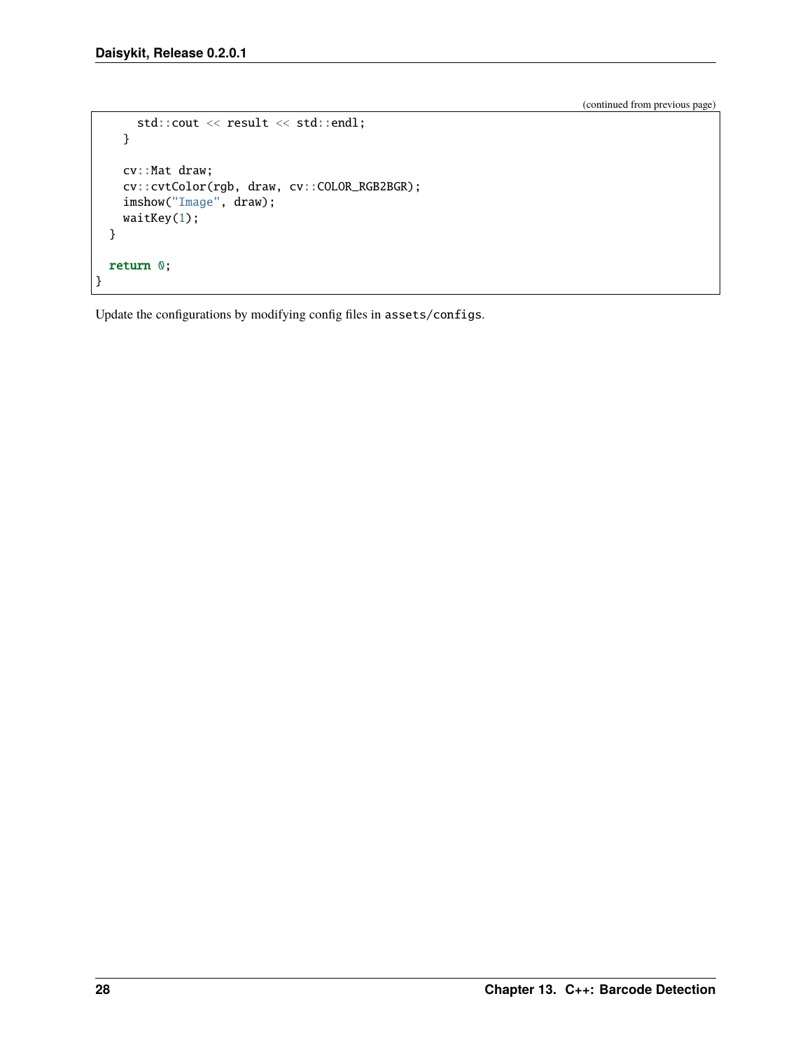(continued from previous page)

```
      std::cout << result << std::endl;
    }

    cv::Mat draw;
    cv::cvtColor(rgb, draw, cv::COLOR_RGB2BGR);
    imshow("Image", draw);
    waitKey(1);
  }

  return 0;
}
```

Update the configurations by modifying config files in `assets/configs`.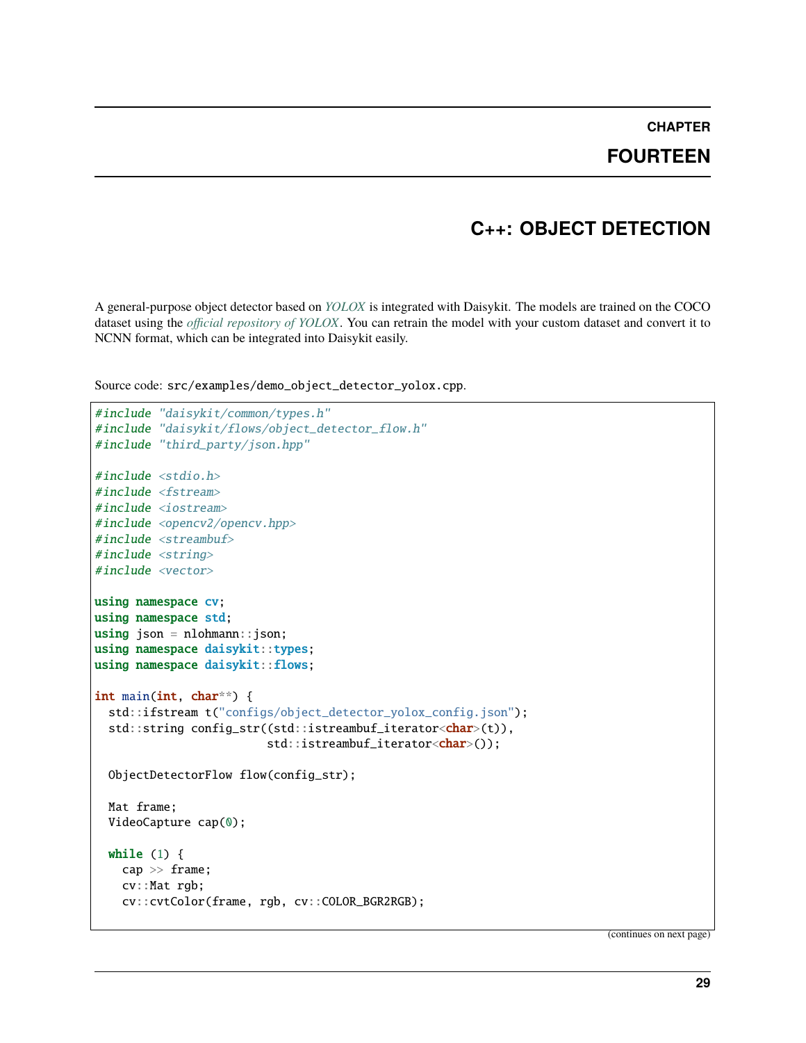# CHAPTER FOURTEEN

# C++: OBJECT DETECTION

A general-purpose object detector based on *YOLOX* is integrated with Daisykit. The models are trained on the COCO dataset using the *official repository of YOLOX*. You can retrain the model with your custom dataset and convert it to NCNN format, which can be integrated into Daisykit easily.

Source code: `src/examples/demo_object_detector_yolox.cpp`.

```cpp
#include "daisykit/common/types.h"
#include "daisykit/flows/object_detector_flow.h"
#include "third_party/json.hpp"

#include <stdio.h>
#include <fstream>
#include <iostream>
#include <opencv2/opencv.hpp>
#include <streambuf>
#include <string>
#include <vector>

using namespace cv;
using namespace std;
using json = nlohmann::json;
using namespace daisykit::types;
using namespace daisykit::flows;

int main(int, char**) {
  std::ifstream t("configs/object_detector_yolox_config.json");
  std::string config_str((std::istreambuf_iterator<char>(t)),
                         std::istreambuf_iterator<char>());

  ObjectDetectorFlow flow(config_str);

  Mat frame;
  VideoCapture cap(0);

  while (1) {
    cap >> frame;
    cv::Mat rgb;
    cv::cvtColor(frame, rgb, cv::COLOR_BGR2RGB);
```

(continues on next page)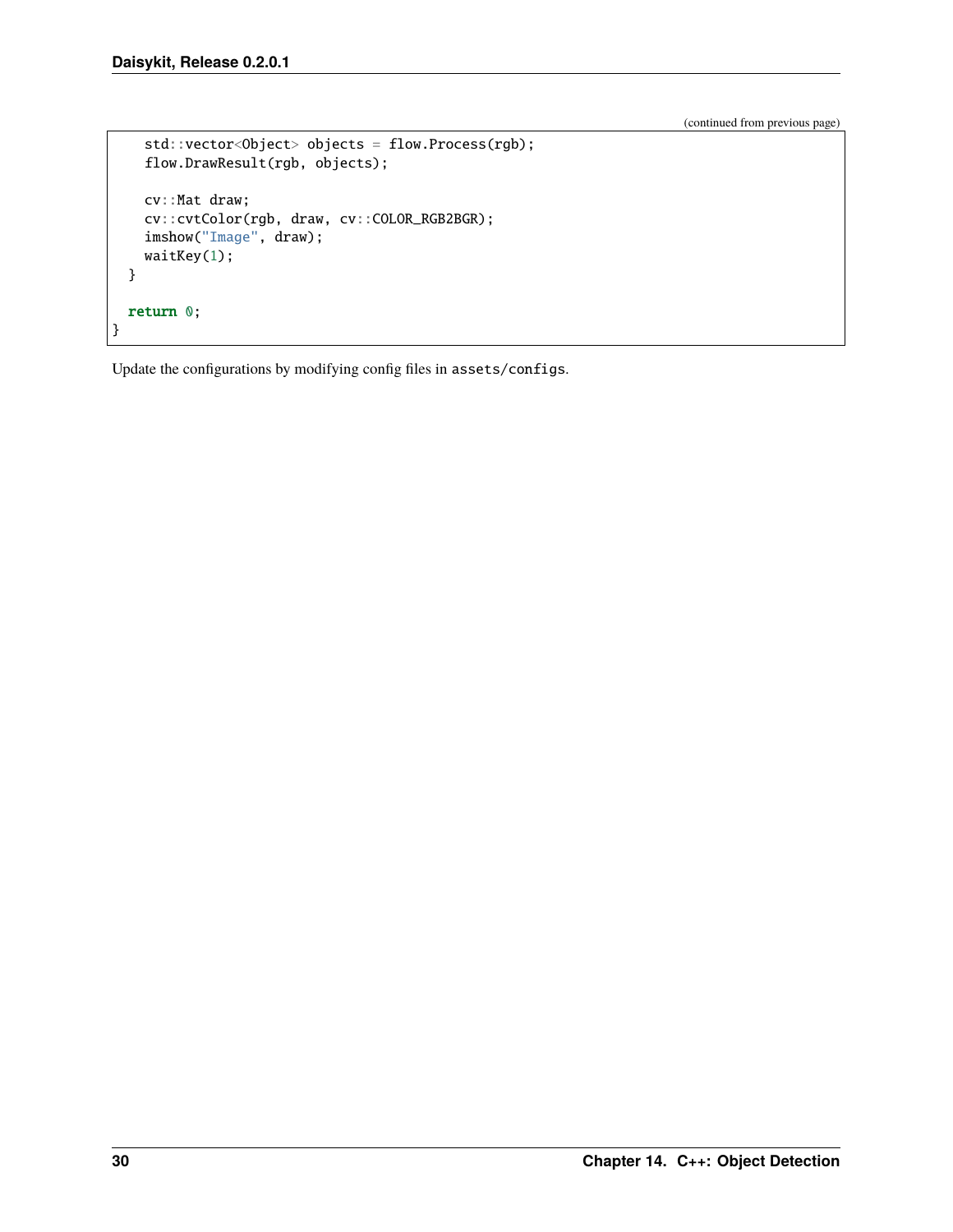(continued from previous page)

```
    std::vector<Object> objects = flow.Process(rgb);
    flow.DrawResult(rgb, objects);

    cv::Mat draw;
    cv::cvtColor(rgb, draw, cv::COLOR_RGB2BGR);
    imshow("Image", draw);
    waitKey(1);
  }

  return 0;
}
```

Update the configurations by modifying config files in `assets/configs`.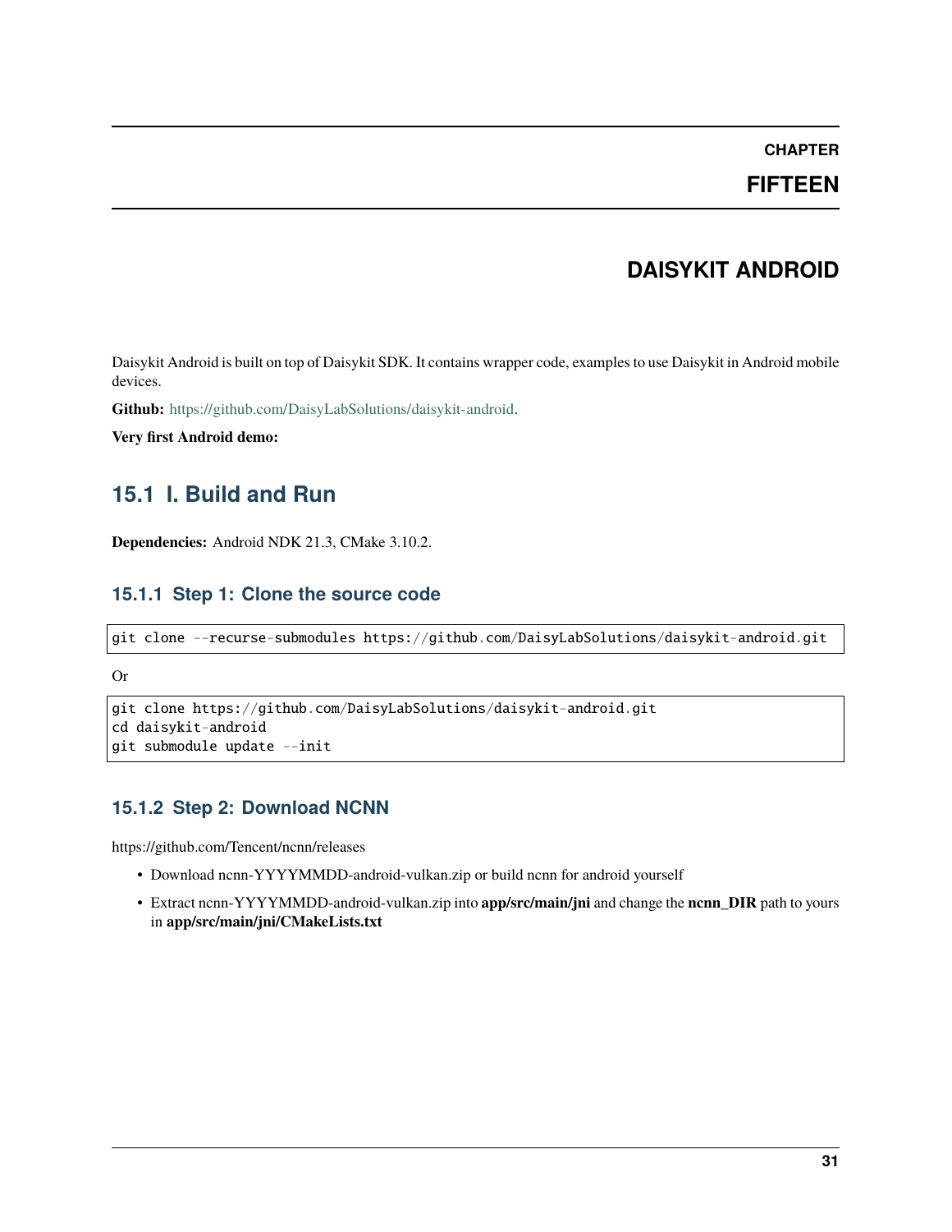# CHAPTER FIFTEEN

# DAISYKIT ANDROID

Daisykit Android is built on top of Daisykit SDK. It contains wrapper code, examples to use Daisykit in Android mobile devices.

**Github:** https://github.com/DaisyLabSolutions/daisykit-android.

**Very first Android demo:**

## 15.1 I. Build and Run

**Dependencies:** Android NDK 21.3, CMake 3.10.2.

### 15.1.1 Step 1: Clone the source code

```
git clone --recurse-submodules https://github.com/DaisyLabSolutions/daisykit-android.git
```

Or

```
git clone https://github.com/DaisyLabSolutions/daisykit-android.git
cd daisykit-android
git submodule update --init
```

### 15.1.2 Step 2: Download NCNN

https://github.com/Tencent/ncnn/releases

- Download ncnn-YYYYMMDD-android-vulkan.zip or build ncnn for android yourself
- Extract ncnn-YYYYMMDD-android-vulkan.zip into **app/src/main/jni** and change the **ncnn_DIR** path to yours in **app/src/main/jni/CMakeLists.txt**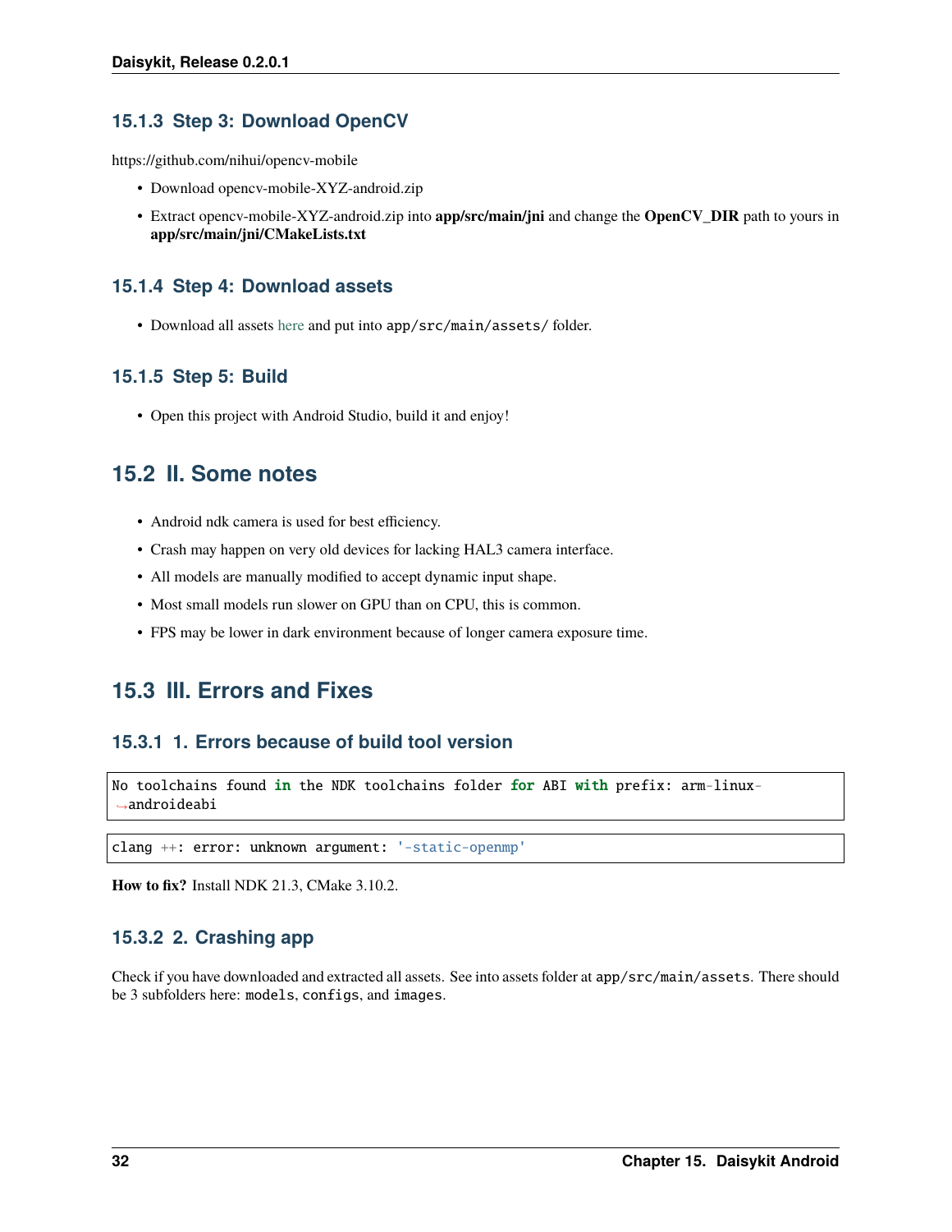### 15.1.3 Step 3: Download OpenCV

https://github.com/nihui/opencv-mobile

- Download opencv-mobile-XYZ-android.zip
- Extract opencv-mobile-XYZ-android.zip into **app/src/main/jni** and change the **OpenCV_DIR** path to yours in **app/src/main/jni/CMakeLists.txt**

### 15.1.4 Step 4: Download assets

- Download all assets here and put into `app/src/main/assets/` folder.

### 15.1.5 Step 5: Build

- Open this project with Android Studio, build it and enjoy!

## 15.2 II. Some notes

- Android ndk camera is used for best efficiency.
- Crash may happen on very old devices for lacking HAL3 camera interface.
- All models are manually modified to accept dynamic input shape.
- Most small models run slower on GPU than on CPU, this is common.
- FPS may be lower in dark environment because of longer camera exposure time.

## 15.3 III. Errors and Fixes

### 15.3.1 1. Errors because of build tool version

```
No toolchains found in the NDK toolchains folder for ABI with prefix: arm-linux-androideabi
```

```
clang ++: error: unknown argument: '-static-openmp'
```

**How to fix?** Install NDK 21.3, CMake 3.10.2.

### 15.3.2 2. Crashing app

Check if you have downloaded and extracted all assets. See into assets folder at `app/src/main/assets`. There should be 3 subfolders here: `models`, `configs`, and `images`.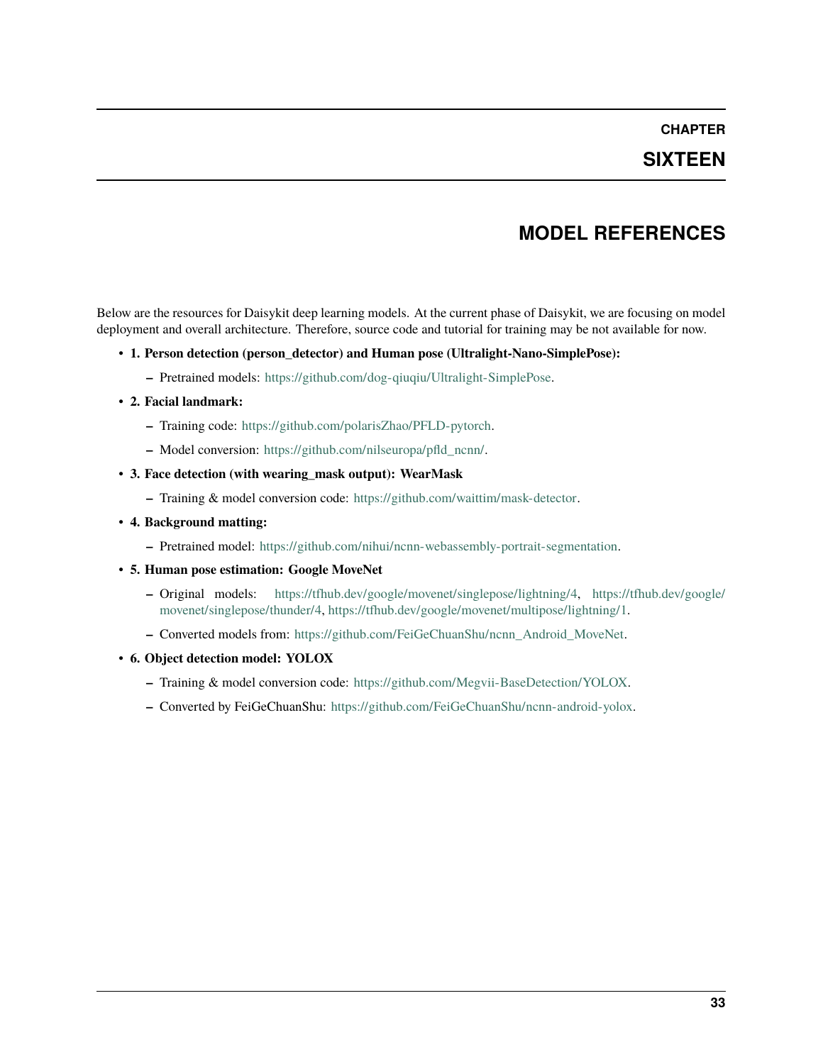# CHAPTER SIXTEEN

## MODEL REFERENCES

Below are the resources for Daisykit deep learning models. At the current phase of Daisykit, we are focusing on model deployment and overall architecture. Therefore, source code and tutorial for training may be not available for now.

- **1. Person detection (person_detector) and Human pose (Ultralight-Nano-SimplePose):**
  - Pretrained models: https://github.com/dog-qiuqiu/Ultralight-SimplePose.
- **2. Facial landmark:**
  - Training code: https://github.com/polarisZhao/PFLD-pytorch.
  - Model conversion: https://github.com/nilseuropa/pfld_ncnn/.
- **3. Face detection (with wearing_mask output): WearMask**
  - Training & model conversion code: https://github.com/waittim/mask-detector.
- **4. Background matting:**
  - Pretrained model: https://github.com/nihui/ncnn-webassembly-portrait-segmentation.
- **5. Human pose estimation: Google MoveNet**
  - Original models: https://tfhub.dev/google/movenet/singlepose/lightning/4, https://tfhub.dev/google/movenet/singlepose/thunder/4, https://tfhub.dev/google/movenet/multipose/lightning/1.
  - Converted models from: https://github.com/FeiGeChuanShu/ncnn_Android_MoveNet.
- **6. Object detection model: YOLOX**
  - Training & model conversion code: https://github.com/Megvii-BaseDetection/YOLOX.
  - Converted by FeiGeChuanShu: https://github.com/FeiGeChuanShu/ncnn-android-yolox.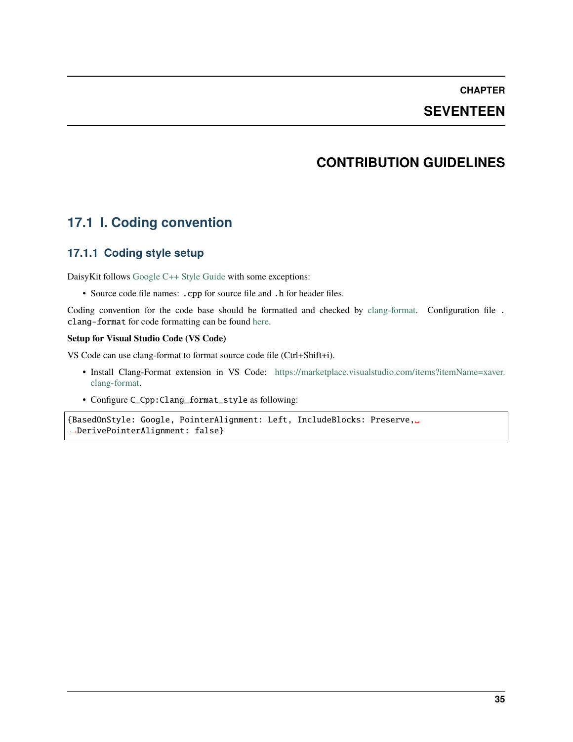# CHAPTER SEVENTEEN

# CONTRIBUTION GUIDELINES

## 17.1 I. Coding convention

### 17.1.1 Coding style setup

DaisyKit follows Google C++ Style Guide with some exceptions:

- Source code file names: `.cpp` for source file and `.h` for header files.

Coding convention for the code base should be formatted and checked by clang-format. Configuration file `.clang-format` for code formatting can be found here.

**Setup for Visual Studio Code (VS Code)**

VS Code can use clang-format to format source code file (Ctrl+Shift+i).

- Install Clang-Format extension in VS Code: https://marketplace.visualstudio.com/items?itemName=xaver.clang-format.
- Configure `C_Cpp:Clang_format_style` as following:

```
{BasedOnStyle: Google, PointerAlignment: Left, IncludeBlocks: Preserve, DerivePointerAlignment: false}
```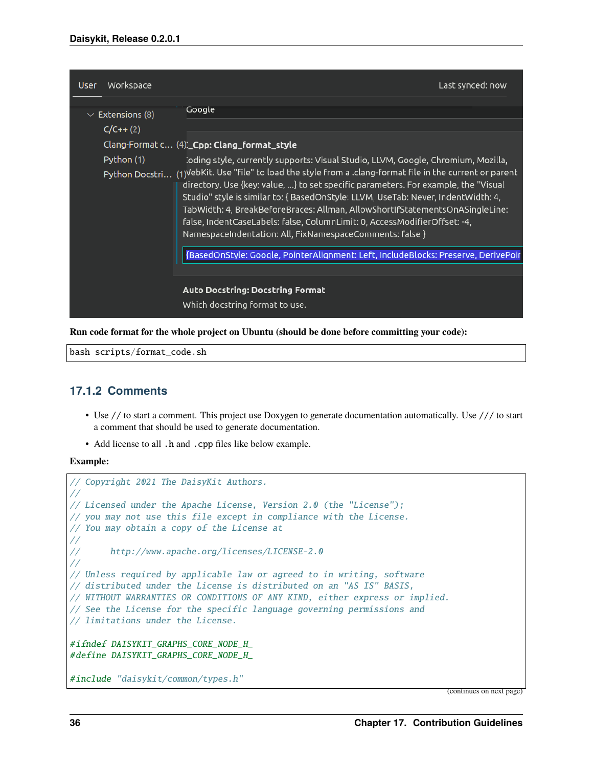**Run code format for the whole project on Ubuntu (should be done before committing your code):**

```
bash scripts/format_code.sh
```

### 17.1.2 Comments

- Use `//` to start a comment. This project use Doxygen to generate documentation automatically. Use `///` to start a comment that should be used to generate documentation.
- Add license to all `.h` and `.cpp` files like below example.

**Example:**

```
// Copyright 2021 The DaisyKit Authors.
//
// Licensed under the Apache License, Version 2.0 (the "License");
// you may not use this file except in compliance with the License.
// You may obtain a copy of the License at
//
//      http://www.apache.org/licenses/LICENSE-2.0
//
// Unless required by applicable law or agreed to in writing, software
// distributed under the License is distributed on an "AS IS" BASIS,
// WITHOUT WARRANTIES OR CONDITIONS OF ANY KIND, either express or implied.
// See the License for the specific language governing permissions and
// limitations under the License.

#ifndef DAISYKIT_GRAPHS_CORE_NODE_H_
#define DAISYKIT_GRAPHS_CORE_NODE_H_

#include "daisykit/common/types.h"
```

(continues on next page)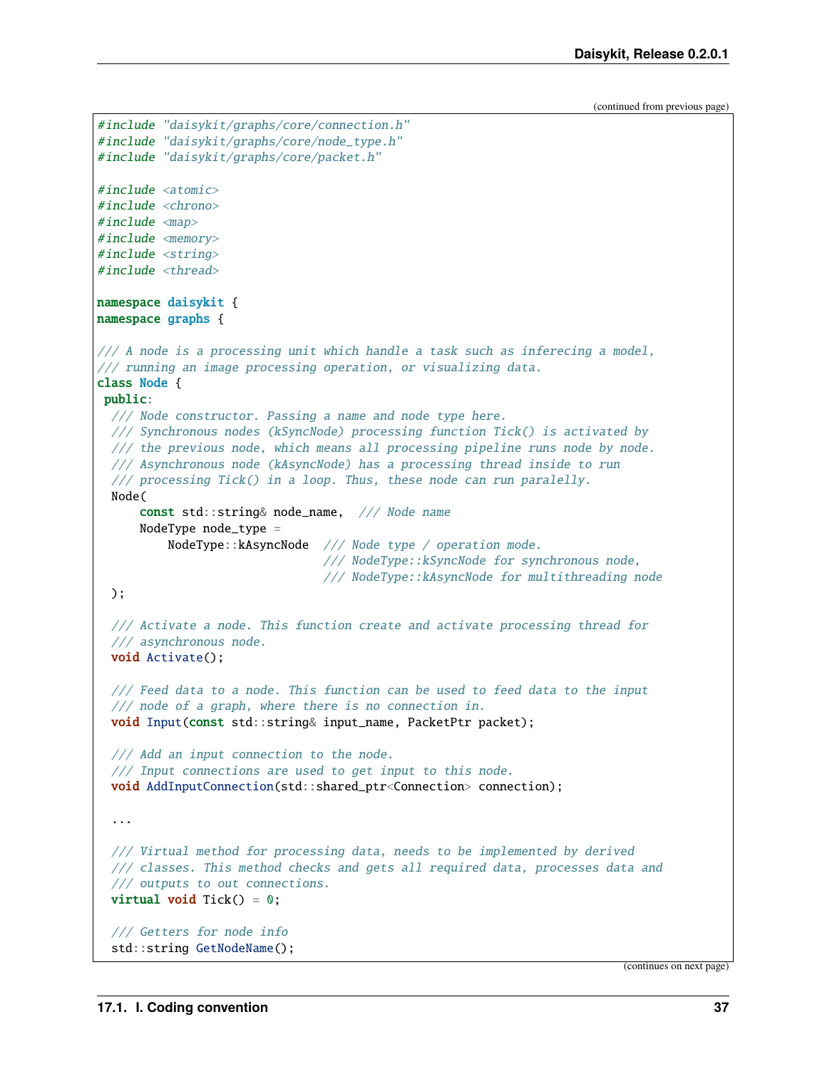(continued from previous page)

```cpp
#include "daisykit/graphs/core/connection.h"
#include "daisykit/graphs/core/node_type.h"
#include "daisykit/graphs/core/packet.h"

#include <atomic>
#include <chrono>
#include <map>
#include <memory>
#include <string>
#include <thread>

namespace daisykit {
namespace graphs {

/// A node is a processing unit which handle a task such as inferecing a model,
/// running an image processing operation, or visualizing data.
class Node {
 public:
  /// Node constructor. Passing a name and node type here.
  /// Synchronous nodes (kSyncNode) processing function Tick() is activated by
  /// the previous node, which means all processing pipeline runs node by node.
  /// Asynchronous node (kAsyncNode) has a processing thread inside to run
  /// processing Tick() in a loop. Thus, these node can run paralelly.
  Node(
      const std::string& node_name,  /// Node name
      NodeType node_type =
          NodeType::kAsyncNode  /// Node type / operation mode.
                                /// NodeType::kSyncNode for synchronous node,
                                /// NodeType::kAsyncNode for multithreading node
  );

  /// Activate a node. This function create and activate processing thread for
  /// asynchronous node.
  void Activate();

  /// Feed data to a node. This function can be used to feed data to the input
  /// node of a graph, where there is no connection in.
  void Input(const std::string& input_name, PacketPtr packet);

  /// Add an input connection to the node.
  /// Input connections are used to get input to this node.
  void AddInputConnection(std::shared_ptr<Connection> connection);

  ...

  /// Virtual method for processing data, needs to be implemented by derived
  /// classes. This method checks and gets all required data, processes data and
  /// outputs to out connections.
  virtual void Tick() = 0;

  /// Getters for node info
  std::string GetNodeName();
```

(continues on next page)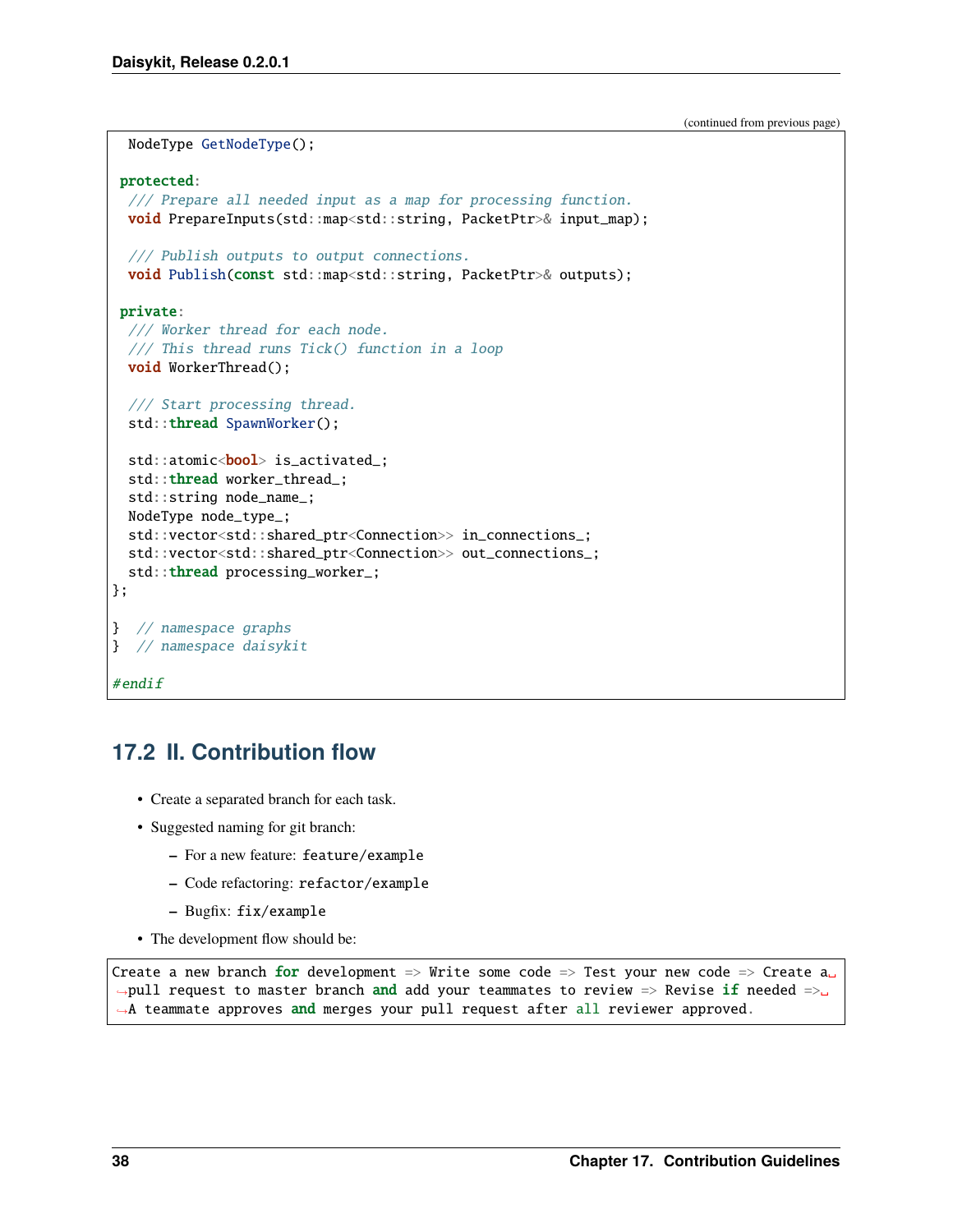(continued from previous page)

```
  NodeType GetNodeType();

 protected:
  /// Prepare all needed input as a map for processing function.
  void PrepareInputs(std::map<std::string, PacketPtr>& input_map);

  /// Publish outputs to output connections.
  void Publish(const std::map<std::string, PacketPtr>& outputs);

 private:
  /// Worker thread for each node.
  /// This thread runs Tick() function in a loop
  void WorkerThread();

  /// Start processing thread.
  std::thread SpawnWorker();

  std::atomic<bool> is_activated_;
  std::thread worker_thread_;
  std::string node_name_;
  NodeType node_type_;
  std::vector<std::shared_ptr<Connection>> in_connections_;
  std::vector<std::shared_ptr<Connection>> out_connections_;
  std::thread processing_worker_;
};

}  // namespace graphs
}  // namespace daisykit

#endif
```

## 17.2 II. Contribution flow

- Create a separated branch for each task.
- Suggested naming for git branch:
  - For a new feature: `feature/example`
  - Code refactoring: `refactor/example`
  - Bugfix: `fix/example`
- The development flow should be:

```
Create a new branch for development => Write some code => Test your new code => Create a pull request to master branch and add your teammates to review => Revise if needed => A teammate approves and merges your pull request after all reviewer approved.
```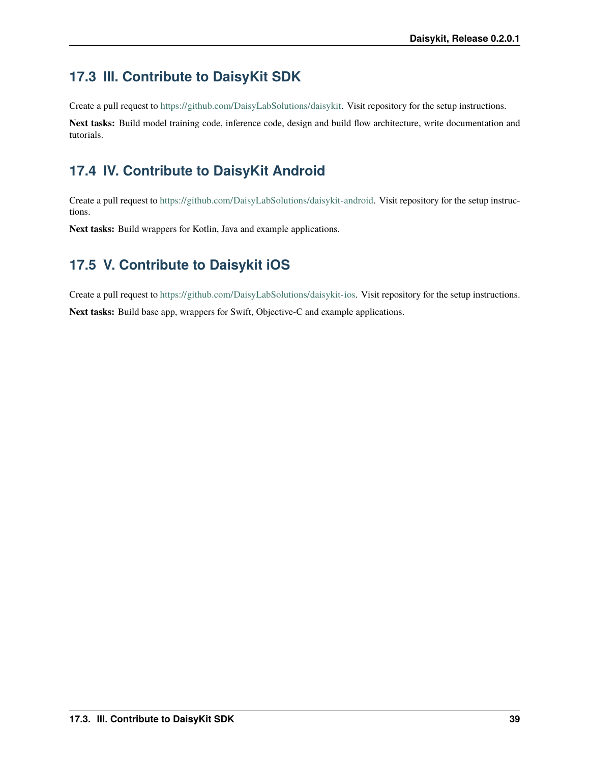## 17.3 III. Contribute to DaisyKit SDK

Create a pull request to https://github.com/DaisyLabSolutions/daisykit. Visit repository for the setup instructions.

**Next tasks:** Build model training code, inference code, design and build flow architecture, write documentation and tutorials.

## 17.4 IV. Contribute to DaisyKit Android

Create a pull request to https://github.com/DaisyLabSolutions/daisykit-android. Visit repository for the setup instructions.

**Next tasks:** Build wrappers for Kotlin, Java and example applications.

## 17.5 V. Contribute to Daisykit iOS

Create a pull request to https://github.com/DaisyLabSolutions/daisykit-ios. Visit repository for the setup instructions.

**Next tasks:** Build base app, wrappers for Swift, Objective-C and example applications.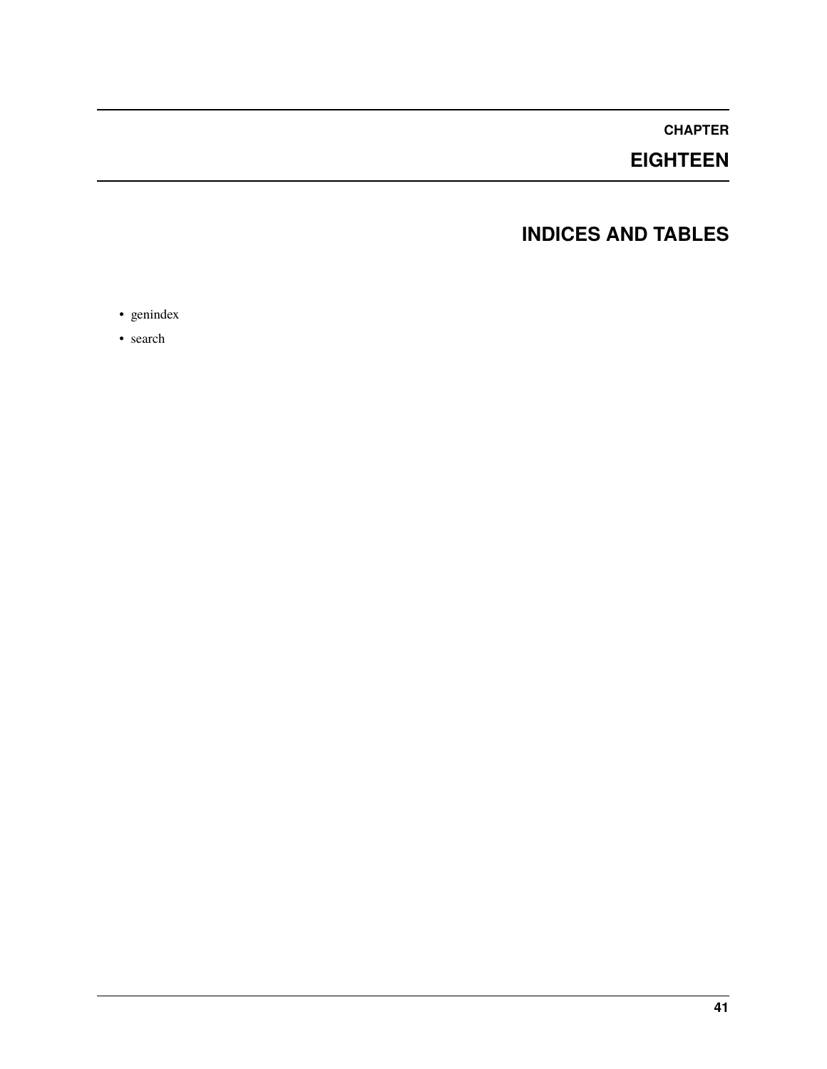# CHAPTER EIGHTEEN

# INDICES AND TABLES

- genindex
- search